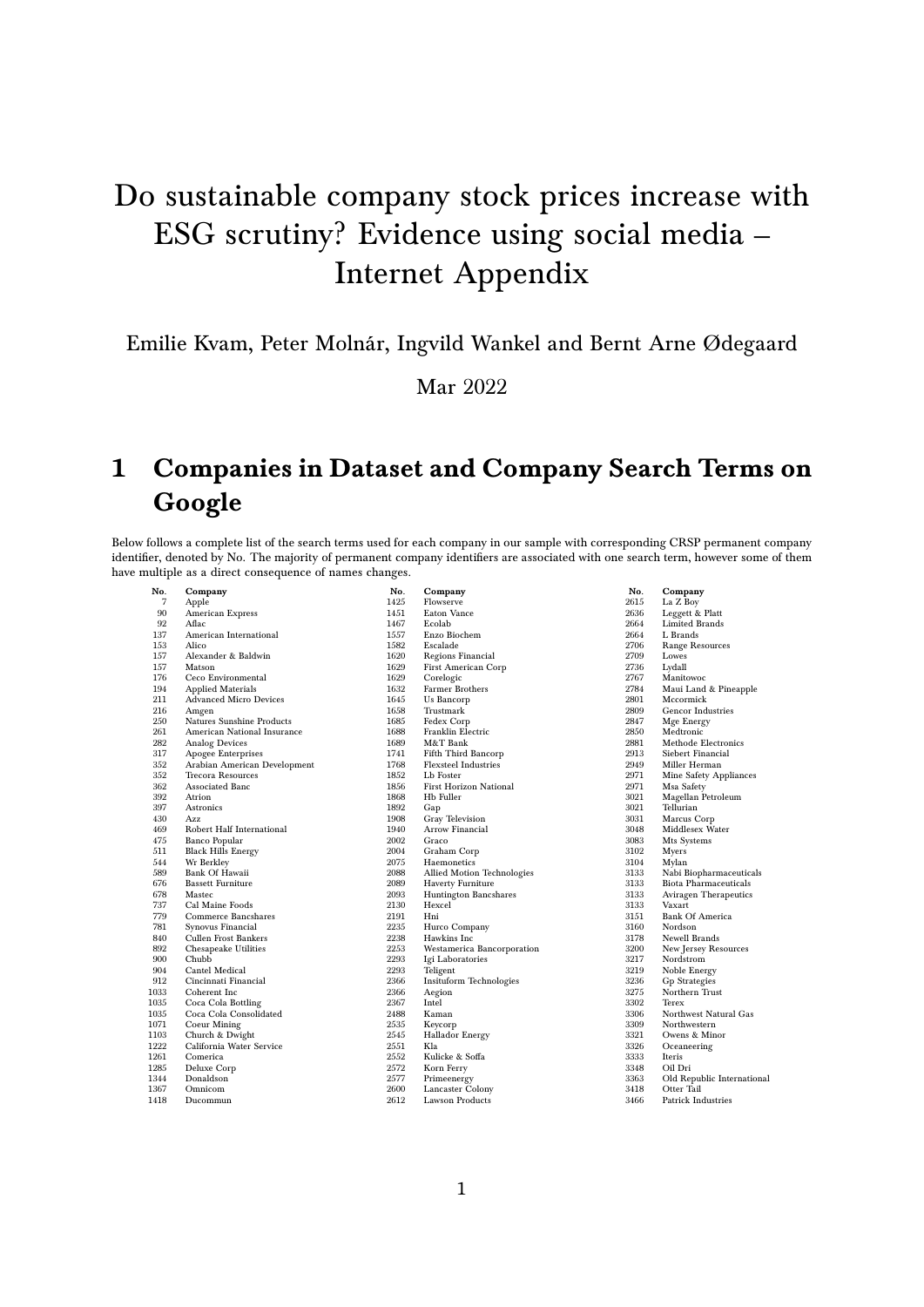# Do sustainable company stock prices increase with ESG scrutiny? Evidence using social media – Internet Appendix

Emilie Kvam, Peter Molnár, Ingvild Wankel and Bernt Arne Ødegaard

Mar 2022

## 1 Companies in Dataset and Company Search Terms on Google

Below follows a complete list of the search terms used for each company in our sample with corresponding CRSP permanent company identifier, denoted by No. The majority of permanent company identifiers are associated with one search term, however some of them have multiple as a direct consequence of names changes.

| No. | Company |
|---|---|
| 7 | Apple |
| 90 | American Express |
| 92 | Aflac |
| 137 | American International |
| 153 | Alico |
| 157 | Alexander & Baldwin |
| 157 | Matson |
| 176 | Ceco Environmental |
| 194 | Applied Materials |
| 211 | Advanced Micro Devices |
| 216 | Amgen |
| 250 | Natures Sunshine Products |
| 261 | American National Insurance |
| 282 | Analog Devices |
| 317 | Apogee Enterprises |
| 352 | Arabian American Development |
| 352 | Trecora Resources |
| 362 | Associated Banc |
| 392 | Atrion |
| 397 | Astronics |
| 430 | Azz |
| 469 | Robert Half International |
| 475 | Banco Popular |
| 511 | Black Hills Energy |
| 544 | Wr Berkley |
| 589 | Bank Of Hawaii |
| 676 | Bassett Furniture |
| 678 | Mastec |
| 737 | Cal Maine Foods |
| 779 | Commerce Bancshares |
| 781 | Synovus Financial |
| 840 | Cullen Frost Bankers |
| 892 | Chesapeake Utilities |
| 900 | Chubb |
| 904 | Cantel Medical |
| 912 | Cincinnati Financial |
| 1033 | Coherent Inc |
| 1035 | Coca Cola Bottling |
| 1035 | Coca Cola Consolidated |
| 1071 | Coeur Mining |
| 1103 | Church & Dwight |
| 1222 | California Water Service |
| 1261 | Comerica |
| 1285 | Deluxe Corp |
| 1344 | Donaldson |
| 1367 | Omnicom |
| 1418 | Ducommun |
| 1425 | Flowserve |
| 1451 | Eaton Vance |
| 1467 | Ecolab |
| 1557 | Enzo Biochem |
| 1582 | Escalade |
| 1620 | Regions Financial |
| 1629 | First American Corp |
| 1629 | Corelogic |
| 1632 | Farmer Brothers |
| 1645 | Us Bancorp |
| 1658 | Trustmark |
| 1685 | Fedex Corp |
| 1688 | Franklin Electric |
| 1689 | M&T Bank |
| 1741 | Fifth Third Bancorp |
| 1768 | Flexsteel Industries |
| 1852 | Lb Foster |
| 1856 | First Horizon National |
| 1868 | Hb Fuller |
| 1892 | Gap |
| 1908 | Gray Television |
| 1940 | Arrow Financial |
| 2002 | Graco |
| 2004 | Graham Corp |
| 2075 | Haemonetics |
| 2088 | Allied Motion Technologies |
| 2089 | Haverty Furniture |
| 2093 | Huntington Bancshares |
| 2130 | Hexcel |
| 2191 | Hni |
| 2235 | Hurco Company |
| 2238 | Hawkins Inc |
| 2253 | Westamerica Bancorporation |
| 2293 | Igi Laboratories |
| 2293 | Teligent |
| 2366 | Insituform Technologies |
| 2366 | Aegion |
| 2367 | Intel |
| 2488 | Kaman |
| 2535 | Keycorp |
| 2545 | Hallador Energy |
| 2551 | Kla |
| 2552 | Kulicke & Soffa |
| 2572 | Korn Ferry |
| 2577 | Primeenergy |
| 2600 | Lancaster Colony |
| 2612 | Lawson Products |
| 2615 | La Z Boy |
| 2636 | Leggett & Platt |
| 2664 | Limited Brands |
| 2664 | L Brands |
| 2706 | Range Resources |
| 2709 | Lowes |
| 2736 | Lydall |
| 2767 | Manitowoc |
| 2784 | Maui Land & Pineapple |
| 2801 | Mccormick |
| 2809 | Gencor Industries |
| 2847 | Mge Energy |
| 2850 | Medtronic |
| 2881 | Methode Electronics |
| 2913 | Siebert Financial |
| 2949 | Miller Herman |
| 2971 | Mine Safety Appliances |
| 2971 | Msa Safety |
| 3021 | Magellan Petroleum |
| 3021 | Tellurian |
| 3031 | Marcus Corp |
| 3048 | Middlesex Water |
| 3083 | Mts Systems |
| 3102 | Myers |
| 3104 | Mylan |
| 3133 | Nabi Biopharmaceuticals |
| 3133 | Biota Pharmaceuticals |
| 3133 | Aviragen Therapeutics |
| 3133 | Vaxart |
| 3151 | Bank Of America |
| 3160 | Nordson |
| 3178 | Newell Brands |
| 3200 | New Jersey Resources |
| 3217 | Nordstrom |
| 3219 | Noble Energy |
| 3236 | Gp Strategies |
| 3275 | Northern Trust |
| 3302 | Terex |
| 3306 | Northwest Natural Gas |
| 3309 | Northwestern |
| 3321 | Owens & Minor |
| 3326 | Oceaneering |
| 3333 | Iteris |
| 3348 | Oil Dri |
| 3363 | Old Republic International |
| 3418 | Otter Tail |
| 3466 | Patrick Industries |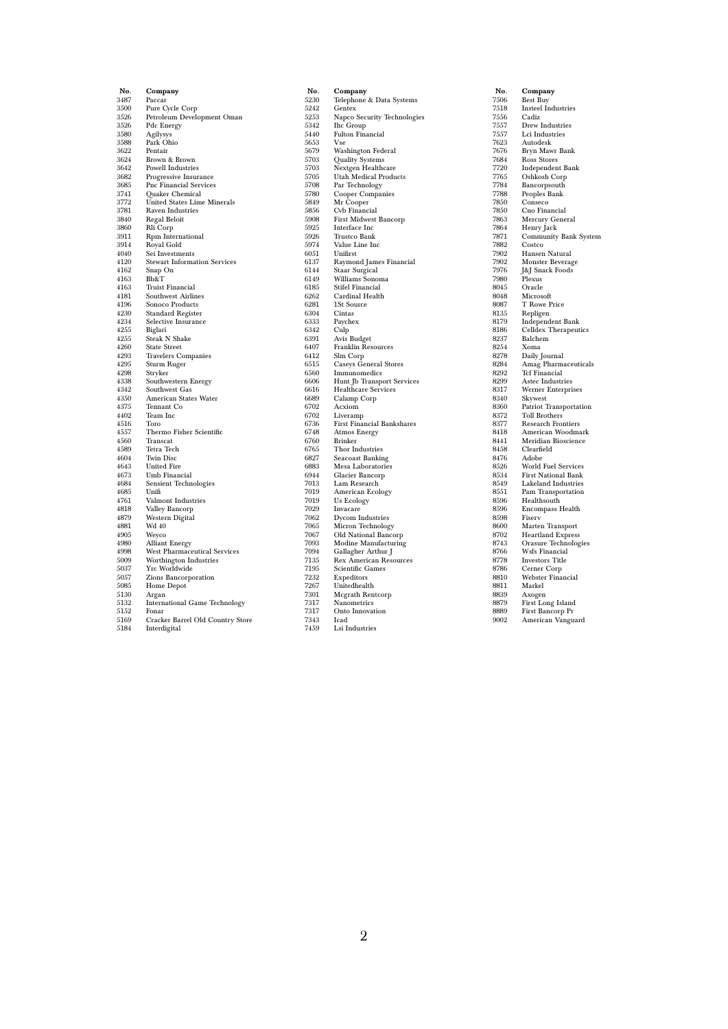| No. | Company |
| --- | --- |
| 3487 | Paccar |
| 3500 | Pure Cycle Corp |
| 3526 | Petroleum Development Oman |
| 3526 | Pdc Energy |
| 3580 | Agilysys |
| 3588 | Park Ohio |
| 3622 | Pentair |
| 3624 | Brown & Brown |
| 3642 | Powell Industries |
| 3682 | Progressive Insurance |
| 3685 | Pnc Financial Services |
| 3741 | Quaker Chemical |
| 3772 | United States Lime Minerals |
| 3781 | Raven Industries |
| 3840 | Regal Beloit |
| 3860 | Rli Corp |
| 3911 | Rpm International |
| 3914 | Royal Gold |
| 4040 | Sei Investments |
| 4120 | Stewart Information Services |
| 4162 | Snap On |
| 4163 | Bb&T |
| 4163 | Truist Financial |
| 4181 | Southwest Airlines |
| 4196 | Sonoco Products |
| 4230 | Standard Register |
| 4234 | Selective Insurance |
| 4255 | Biglari |
| 4255 | Steak N Shake |
| 4260 | State Street |
| 4293 | Travelers Companies |
| 4295 | Sturm Ruger |
| 4298 | Stryker |
| 4338 | Southwestern Energy |
| 4342 | Southwest Gas |
| 4350 | American States Water |
| 4375 | Tennant Co |
| 4402 | Team Inc |
| 4516 | Toro |
| 4557 | Thermo Fisher Scientific |
| 4560 | Transcat |
| 4589 | Tetra Tech |
| 4604 | Twin Disc |
| 4643 | United Fire |
| 4673 | Umb Financial |
| 4684 | Sensient Technologies |
| 4685 | Unifi |
| 4761 | Valmont Industries |
| 4818 | Valley Bancorp |
| 4879 | Western Digital |
| 4881 | Wd 40 |
| 4905 | Weyco |
| 4980 | Alliant Energy |
| 4998 | West Pharmaceutical Services |
| 5009 | Worthington Industries |
| 5037 | Yrc Worldwide |
| 5057 | Zions Bancorporation |
| 5085 | Home Depot |
| 5130 | Argan |
| 5132 | International Game Technology |
| 5152 | Fonar |
| 5169 | Cracker Barrel Old Country Store |
| 5184 | Interdigital |
| 5230 | Telephone & Data Systems |
| 5242 | Gentex |
| 5253 | Napco Security Technologies |
| 5342 | Ihc Group |
| 5440 | Fulton Financial |
| 5653 | Vse |
| 5679 | Washington Federal |
| 5703 | Quality Systems |
| 5703 | Nextgen Healthcare |
| 5705 | Utah Medical Products |
| 5708 | Par Technology |
| 5780 | Cooper Companies |
| 5849 | Mr Cooper |
| 5856 | Cvb Financial |
| 5908 | First Midwest Bancorp |
| 5925 | Interface Inc |
| 5926 | Trustco Bank |
| 5974 | Value Line Inc |
| 6051 | Unifirst |
| 6137 | Raymond James Financial |
| 6144 | Staar Surgical |
| 6149 | Williams Sonoma |
| 6185 | Stifel Financial |
| 6262 | Cardinal Health |
| 6281 | 1St Source |
| 6304 | Cintas |
| 6333 | Paychex |
| 6342 | Culp |
| 6391 | Avis Budget |
| 6407 | Franklin Resources |
| 6412 | Slm Corp |
| 6515 | Caseys General Stores |
| 6560 | Immunomedics |
| 6606 | Hunt Jb Transport Services |
| 6616 | Healthcare Services |
| 6689 | Calamp Corp |
| 6702 | Acxiom |
| 6702 | Liveramp |
| 6736 | First Financial Bankshares |
| 6748 | Atmos Energy |
| 6760 | Brinker |
| 6765 | Thor Industries |
| 6827 | Seacoast Banking |
| 6883 | Mesa Laboratories |
| 6944 | Glacier Bancorp |
| 7013 | Lam Research |
| 7019 | American Ecology |
| 7019 | Us Ecology |
| 7029 | Invacare |
| 7062 | Dycom Industries |
| 7065 | Micron Technology |
| 7067 | Old National Bancorp |
| 7093 | Modine Manufacturing |
| 7094 | Gallagher Arthur J |
| 7135 | Rex American Resources |
| 7195 | Scientific Games |
| 7232 | Expeditors |
| 7267 | Unitedhealth |
| 7301 | Mcgrath Rentcorp |
| 7317 | Nanometrics |
| 7317 | Onto Innovation |
| 7343 | Icad |
| 7459 | Lsi Industries |
| 7506 | Best Buy |
| 7518 | Insteel Industries |
| 7556 | Cadiz |
| 7557 | Drew Industries |
| 7557 | Lci Industries |
| 7623 | Autodesk |
| 7676 | Bryn Mawr Bank |
| 7684 | Ross Stores |
| 7720 | Independent Bank |
| 7765 | Oshkosh Corp |
| 7784 | Bancorpsouth |
| 7788 | Peoples Bank |
| 7850 | Conseco |
| 7850 | Cno Financial |
| 7863 | Mercury General |
| 7864 | Henry Jack |
| 7871 | Community Bank System |
| 7882 | Costco |
| 7902 | Hansen Natural |
| 7902 | Monster Beverage |
| 7976 | J&J Snack Foods |
| 7980 | Plexus |
| 8045 | Oracle |
| 8048 | Microsoft |
| 8087 | T Rowe Price |
| 8135 | Repligen |
| 8179 | Independent Bank |
| 8186 | Celldex Therapeutics |
| 8237 | Balchem |
| 8254 | Xoma |
| 8278 | Daily Journal |
| 8284 | Amag Pharmaceuticals |
| 8292 | Tcf Financial |
| 8299 | Astec Industries |
| 8317 | Werner Enterprises |
| 8340 | Skywest |
| 8360 | Patriot Transportation |
| 8372 | Toll Brothers |
| 8377 | Research Frontiers |
| 8418 | American Woodmark |
| 8441 | Meridian Bioscience |
| 8458 | Clearfield |
| 8476 | Adobe |
| 8526 | World Fuel Services |
| 8534 | First National Bank |
| 8549 | Lakeland Industries |
| 8551 | Pam Transportation |
| 8596 | Healthsouth |
| 8596 | Encompass Health |
| 8598 | Fiserv |
| 8600 | Marten Transport |
| 8702 | Heartland Express |
| 8743 | Orasure Technologies |
| 8766 | Wsfs Financial |
| 8778 | Investors Title |
| 8786 | Cerner Corp |
| 8810 | Webster Financial |
| 8811 | Markel |
| 8839 | Axogen |
| 8879 | First Long Island |
| 8889 | First Bancorp Pr |
| 9002 | American Vanguard |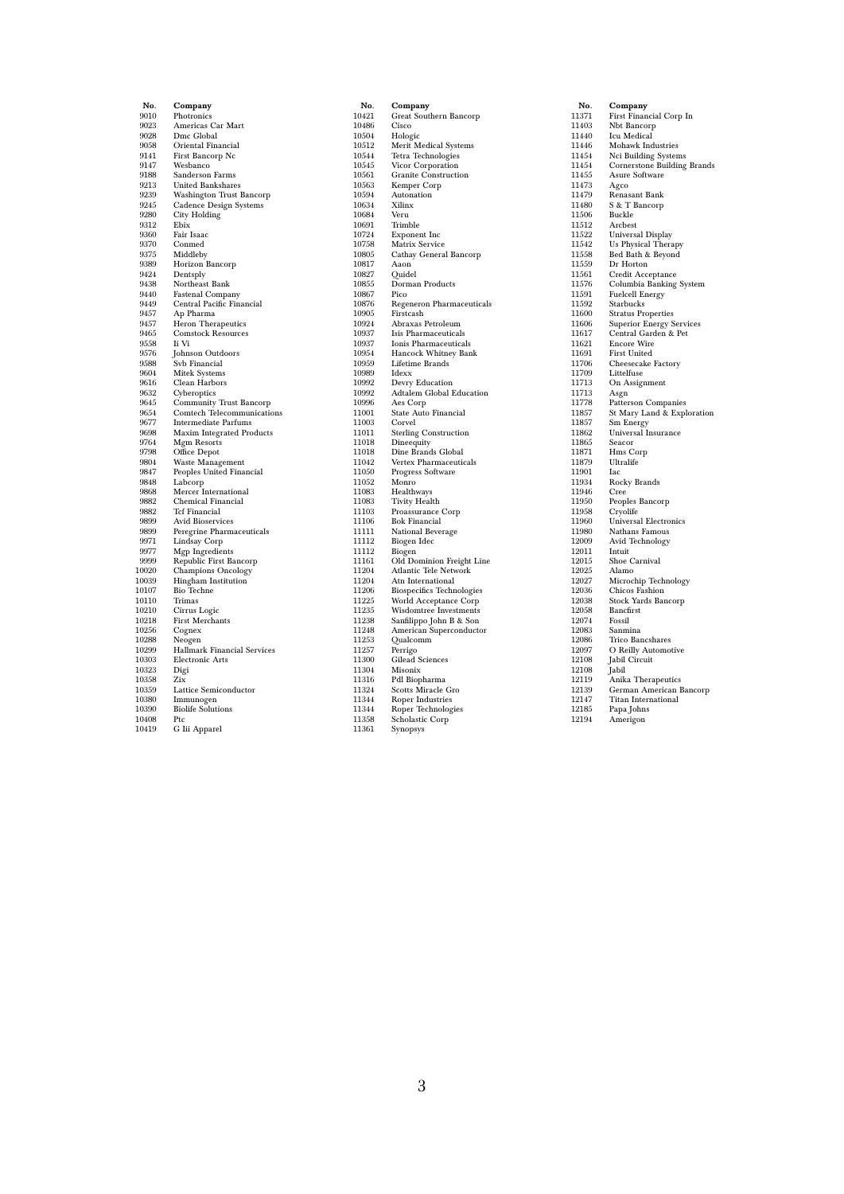| No. | Company |
|---|---|
| 9010 | Photronics |
| 9023 | Americas Car Mart |
| 9028 | Dmc Global |
| 9058 | Oriental Financial |
| 9141 | First Bancorp Nc |
| 9147 | Wesbanco |
| 9188 | Sanderson Farms |
| 9213 | United Bankshares |
| 9239 | Washington Trust Bancorp |
| 9245 | Cadence Design Systems |
| 9280 | City Holding |
| 9312 | Ebix |
| 9360 | Fair Isaac |
| 9370 | Conmed |
| 9375 | Middleby |
| 9389 | Horizon Bancorp |
| 9424 | Dentsply |
| 9438 | Northeast Bank |
| 9440 | Fastenal Company |
| 9449 | Central Pacific Financial |
| 9457 | Ap Pharma |
| 9457 | Heron Therapeutics |
| 9465 | Comstock Resources |
| 9558 | Ii Vi |
| 9576 | Johnson Outdoors |
| 9588 | Svb Financial |
| 9604 | Mitek Systems |
| 9616 | Clean Harbors |
| 9632 | Cyberoptics |
| 9645 | Community Trust Bancorp |
| 9654 | Comtech Telecommunications |
| 9677 | Intermediate Parfums |
| 9698 | Maxim Integrated Products |
| 9764 | Mgm Resorts |
| 9798 | Office Depot |
| 9804 | Waste Management |
| 9847 | Peoples United Financial |
| 9848 | Labcorp |
| 9868 | Mercer International |
| 9882 | Chemical Financial |
| 9882 | Tcf Financial |
| 9899 | Avid Bioservices |
| 9899 | Peregrine Pharmaceuticals |
| 9971 | Lindsay Corp |
| 9977 | Mgp Ingredients |
| 9999 | Republic First Bancorp |
| 10020 | Champions Oncology |
| 10039 | Hingham Institution |
| 10107 | Bio Techne |
| 10110 | Trimas |
| 10210 | Cirrus Logic |
| 10218 | First Merchants |
| 10256 | Cognex |
| 10288 | Neogen |
| 10299 | Hallmark Financial Services |
| 10303 | Electronic Arts |
| 10323 | Digi |
| 10358 | Zix |
| 10359 | Lattice Semiconductor |
| 10380 | Immunogen |
| 10390 | Biolife Solutions |
| 10408 | Ptc |
| 10419 | G Iii Apparel |
| 10421 | Great Southern Bancorp |
| 10486 | Cisco |
| 10504 | Hologic |
| 10512 | Merit Medical Systems |
| 10544 | Tetra Technologies |
| 10545 | Vicor Corporation |
| 10561 | Granite Construction |
| 10563 | Kemper Corp |
| 10594 | Autonation |
| 10634 | Xilinx |
| 10684 | Veru |
| 10691 | Trimble |
| 10724 | Exponent Inc |
| 10758 | Matrix Service |
| 10805 | Cathay General Bancorp |
| 10817 | Aaon |
| 10827 | Quidel |
| 10855 | Dorman Products |
| 10867 | Pico |
| 10876 | Regeneron Pharmaceuticals |
| 10905 | Firstcash |
| 10924 | Abraxas Petroleum |
| 10937 | Isis Pharmaceuticals |
| 10937 | Ionis Pharmaceuticals |
| 10954 | Hancock Whitney Bank |
| 10959 | Lifetime Brands |
| 10989 | Idexx |
| 10992 | Devry Education |
| 10992 | Adtalem Global Education |
| 10996 | Aes Corp |
| 11001 | State Auto Financial |
| 11003 | Corvel |
| 11011 | Sterling Construction |
| 11018 | Dineequity |
| 11018 | Dine Brands Global |
| 11042 | Vertex Pharmaceuticals |
| 11050 | Progress Software |
| 11052 | Monro |
| 11083 | Healthways |
| 11083 | Tivity Health |
| 11103 | Proassurance Corp |
| 11106 | Bok Financial |
| 11111 | National Beverage |
| 11112 | Biogen Idec |
| 11112 | Biogen |
| 11161 | Old Dominion Freight Line |
| 11204 | Atlantic Tele Network |
| 11204 | Atn International |
| 11206 | Biospecifics Technologies |
| 11225 | World Acceptance Corp |
| 11235 | Wisdomtree Investments |
| 11238 | Sanfilippo John B & Son |
| 11248 | American Superconductor |
| 11253 | Qualcomm |
| 11257 | Perrigo |
| 11300 | Gilead Sciences |
| 11304 | Misonix |
| 11316 | Pdl Biopharma |
| 11324 | Scotts Miracle Gro |
| 11344 | Roper Industries |
| 11344 | Roper Technologies |
| 11358 | Scholastic Corp |
| 11361 | Synopsys |
| 11371 | First Financial Corp In |
| 11403 | Nbt Bancorp |
| 11440 | Icu Medical |
| 11446 | Mohawk Industries |
| 11454 | Nci Building Systems |
| 11454 | Cornerstone Building Brands |
| 11455 | Asure Software |
| 11473 | Agco |
| 11479 | Renasant Bank |
| 11480 | S & T Bancorp |
| 11506 | Buckle |
| 11512 | Arcbest |
| 11522 | Universal Display |
| 11542 | Us Physical Therapy |
| 11558 | Bed Bath & Beyond |
| 11559 | Dr Horton |
| 11561 | Credit Acceptance |
| 11576 | Columbia Banking System |
| 11591 | Fuelcell Energy |
| 11592 | Starbucks |
| 11600 | Stratus Properties |
| 11606 | Superior Energy Services |
| 11617 | Central Garden & Pet |
| 11621 | Encore Wire |
| 11691 | First United |
| 11706 | Cheesecake Factory |
| 11709 | Littelfuse |
| 11713 | On Assignment |
| 11713 | Asgn |
| 11778 | Patterson Companies |
| 11857 | St Mary Land & Exploration |
| 11857 | Sm Energy |
| 11862 | Universal Insurance |
| 11865 | Seacor |
| 11871 | Hms Corp |
| 11879 | Ultralife |
| 11901 | Iac |
| 11934 | Rocky Brands |
| 11946 | Cree |
| 11950 | Peoples Bancorp |
| 11958 | Cryolife |
| 11960 | Universal Electronics |
| 11980 | Nathans Famous |
| 12009 | Avid Technology |
| 12011 | Intuit |
| 12015 | Shoe Carnival |
| 12025 | Alamo |
| 12027 | Microchip Technology |
| 12036 | Chicos Fashion |
| 12038 | Stock Yards Bancorp |
| 12058 | Bancfirst |
| 12074 | Fossil |
| 12083 | Sanmina |
| 12086 | Trico Bancshares |
| 12097 | O Reilly Automotive |
| 12108 | Jabil Circuit |
| 12108 | Jabil |
| 12119 | Anika Therapeutics |
| 12139 | German American Bancorp |
| 12147 | Titan International |
| 12185 | Papa Johns |
| 12194 | Amerigon |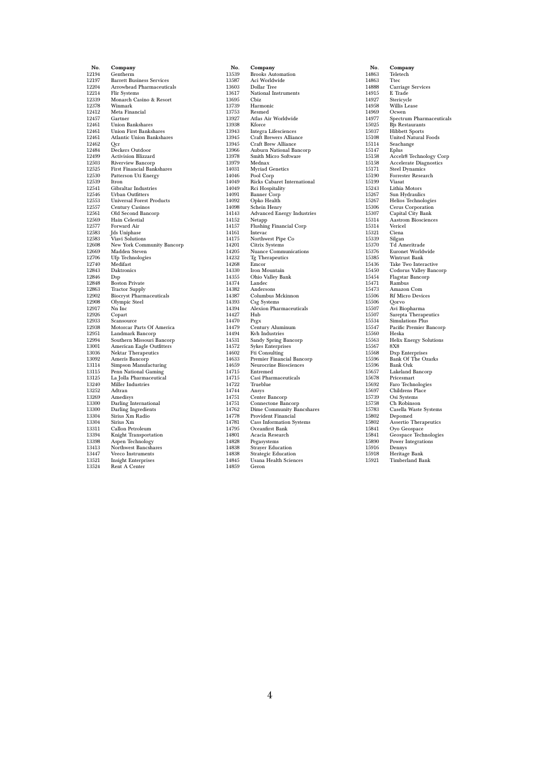| No. | Company |
|---|---|
| 12194 | Gentherm |
| 12197 | Barrett Business Services |
| 12204 | Arrowhead Pharmaceuticals |
| 12214 | Flir Systems |
| 12339 | Monarch Casino & Resort |
| 12378 | Winmark |
| 12412 | Meta Financial |
| 12457 | Gartner |
| 12461 | Union Bankshares |
| 12461 | Union First Bankshares |
| 12461 | Atlantic Union Bankshares |
| 12462 | Qcr |
| 12484 | Deckers Outdoor |
| 12499 | Activision Blizzard |
| 12503 | Riverview Bancorp |
| 12525 | First Financial Bankshares |
| 12530 | Patterson Uti Energy |
| 12539 | Itron |
| 12541 | Gibraltar Industries |
| 12546 | Urban Outfitters |
| 12553 | Universal Forest Products |
| 12557 | Century Casinos |
| 12561 | Old Second Bancorp |
| 12569 | Hain Celestial |
| 12577 | Forward Air |
| 12583 | Jds Uniphase |
| 12583 | Viavi Solutions |
| 12608 | New York Community Bancorp |
| 12669 | Madden Steven |
| 12706 | Ufp Technologies |
| 12740 | Medifast |
| 12843 | Daktronics |
| 12846 | Dsp |
| 12848 | Boston Private |
| 12863 | Tractor Supply |
| 12902 | Biocryst Pharmaceuticals |
| 12908 | Olympic Steel |
| 12917 | Nn Inc |
| 12926 | Copart |
| 12933 | Scansource |
| 12938 | Motorcar Parts Of America |
| 12951 | Landmark Bancorp |
| 12994 | Southern Missouri Bancorp |
| 13001 | American Eagle Outfitters |
| 13036 | Nektar Therapeutics |
| 13092 | Ameris Bancorp |
| 13114 | Simpson Manufacturing |
| 13115 | Penn National Gaming |
| 13125 | La Jolla Pharmaceutical |
| 13240 | Miller Industries |
| 13252 | Adtran |
| 13269 | Amedisys |
| 13300 | Darling International |
| 13300 | Darling Ingredients |
| 13304 | Sirius Xm Radio |
| 13304 | Sirius Xm |
| 13311 | Callon Petroleum |
| 13394 | Knight Transportation |
| 13398 | Aspen Technology |
| 13413 | Northwest Bancshares |
| 13447 | Veeco Instruments |
| 13521 | Insight Enterprises |
| 13524 | Rent A Center |
| 13539 | Brooks Automation |
| 13587 | Aci Worldwide |
| 13603 | Dollar Tree |
| 13617 | National Instruments |
| 13695 | Cbiz |
| 13739 | Harmonic |
| 13753 | Resmed |
| 13927 | Atlas Air Worldwide |
| 13938 | Kforce |
| 13943 | Integra Lifesciences |
| 13945 | Craft Brewers Alliance |
| 13945 | Craft Brew Alliance |
| 13966 | Auburn National Bancorp |
| 13978 | Smith Micro Software |
| 13979 | Mednax |
| 14031 | Myriad Genetics |
| 14046 | Pool Corp |
| 14049 | Ricks Cabaret International |
| 14049 | Rci Hospitality |
| 14091 | Banner Corp |
| 14092 | Opko Health |
| 14098 | Schein Henry |
| 14143 | Advanced Energy Industries |
| 14152 | Netapp |
| 14157 | Flushing Financial Corp |
| 14161 | Intevac |
| 14175 | Northwest Pipe Co |
| 14201 | Citrix Systems |
| 14205 | Nuance Communications |
| 14232 | Tg Therapeutics |
| 14268 | Emcor |
| 14330 | Iron Mountain |
| 14355 | Ohio Valley Bank |
| 14374 | Landec |
| 14382 | Andersons |
| 14387 | Columbus Mckinnon |
| 14393 | Csg Systems |
| 14394 | Alexion Pharmaceuticals |
| 14427 | Hub |
| 14470 | Prgx |
| 14479 | Century Aluminum |
| 14494 | Kvh Industries |
| 14531 | Sandy Spring Bancorp |
| 14572 | Sykes Enterprises |
| 14602 | Fti Consulting |
| 14633 | Premier Financial Bancorp |
| 14659 | Neurocrine Biosciences |
| 14715 | Entremed |
| 14715 | Casi Pharmaceuticals |
| 14722 | Trueblue |
| 14744 | Ansys |
| 14751 | Center Bancorp |
| 14751 | Connectone Bancorp |
| 14762 | Dime Community Bancshares |
| 14778 | Provident Financial |
| 14781 | Cass Information Systems |
| 14795 | Oceanfirst Bank |
| 14801 | Acacia Research |
| 14828 | Pegasystems |
| 14838 | Strayer Education |
| 14838 | Strategic Education |
| 14845 | Usana Health Sciences |
| 14859 | Geron |
| 14863 | Teletech |
| 14863 | Ttec |
| 14888 | Carriage Services |
| 14915 | E Trade |
| 14927 | Stericycle |
| 14958 | Willis Lease |
| 14969 | Ocwen |
| 14977 | Spectrum Pharmaceuticals |
| 15025 | Bjs Restaurants |
| 15037 | Hibbett Sports |
| 15108 | United Natural Foods |
| 15114 | Seachange |
| 15147 | Eplus |
| 15158 | Accelr8 Technology Corp |
| 15158 | Accelerate Diagnostics |
| 15171 | Steel Dynamics |
| 15190 | Forrester Research |
| 15199 | Viasat |
| 15243 | Lithia Motors |
| 15267 | Sun Hydraulics |
| 15267 | Helios Technologies |
| 15306 | Cerus Corporation |
| 15307 | Capital City Bank |
| 15314 | Aastrom Biosciences |
| 15314 | Vericel |
| 15321 | Ciena |
| 15339 | Silgan |
| 15370 | Td Ameritrade |
| 15376 | Euronet Worldwide |
| 15385 | Wintrust Bank |
| 15436 | Take Two Interactive |
| 15450 | Codorus Valley Bancorp |
| 15454 | Flagstar Bancorp |
| 15471 | Rambus |
| 15473 | Amazon Com |
| 15506 | Rf Micro Devices |
| 15506 | Qorvo |
| 15507 | Avi Biopharma |
| 15507 | Sarepta Therapeutics |
| 15534 | Simulations Plus |
| 15547 | Pacific Premier Bancorp |
| 15560 | Heska |
| 15563 | Helix Energy Solutions |
| 15567 | 8X8 |
| 15568 | Dxp Enterprises |
| 15596 | Bank Of The Ozarks |
| 15596 | Bank Ozk |
| 15657 | Lakeland Bancorp |
| 15678 | Pricesmart |
| 15692 | Faro Technologies |
| 15697 | Childrens Place |
| 15739 | Osi Systems |
| 15758 | Ch Robinson |
| 15783 | Casella Waste Systems |
| 15802 | Depomed |
| 15802 | Assertio Therapeutics |
| 15841 | Oyo Geospace |
| 15841 | Geospace Technologies |
| 15890 | Power Integrations |
| 15916 | Dennys |
| 15918 | Heritage Bank |
| 15921 | Timberland Bank |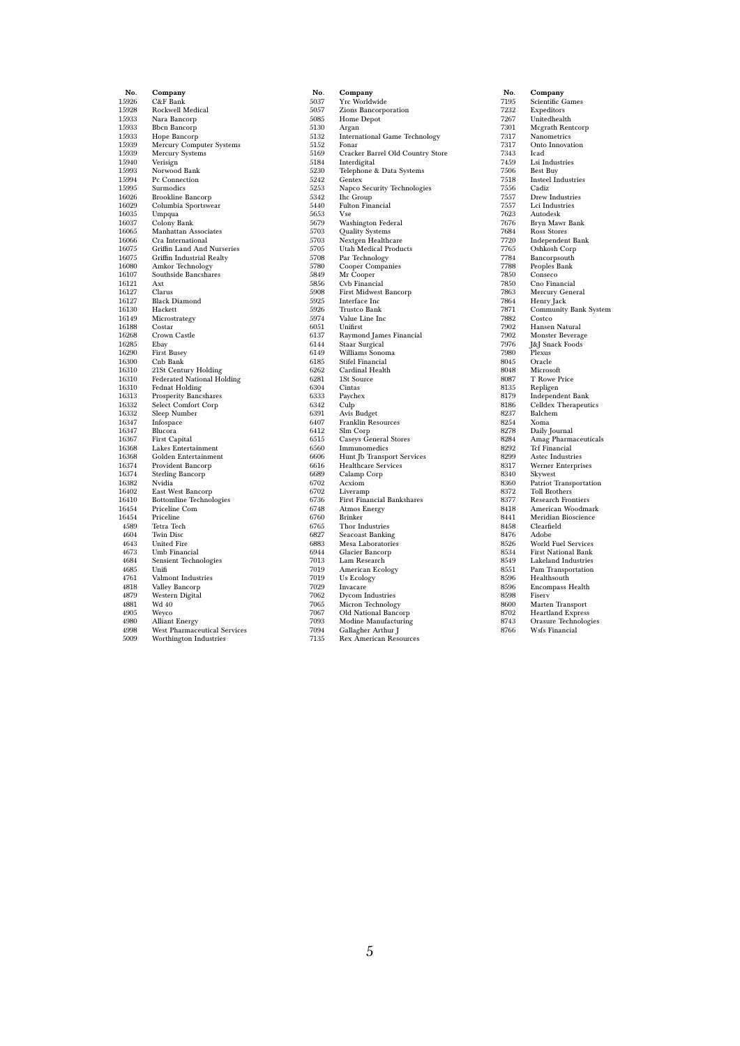| No. | Company |
|---|---|
| 15926 | C&F Bank |
| 15928 | Rockwell Medical |
| 15933 | Nara Bancorp |
| 15933 | Bbcn Bancorp |
| 15933 | Hope Bancorp |
| 15939 | Mercury Computer Systems |
| 15939 | Mercury Systems |
| 15940 | Verisign |
| 15993 | Norwood Bank |
| 15994 | Pc Connection |
| 15995 | Surmodics |
| 16026 | Brookline Bancorp |
| 16029 | Columbia Sportswear |
| 16035 | Umpqua |
| 16037 | Colony Bank |
| 16065 | Manhattan Associates |
| 16066 | Cra International |
| 16075 | Griffin Land And Nurseries |
| 16075 | Griffin Industrial Realty |
| 16080 | Amkor Technology |
| 16107 | Southside Bancshares |
| 16121 | Axt |
| 16127 | Clarus |
| 16127 | Black Diamond |
| 16130 | Hackett |
| 16149 | Microstrategy |
| 16188 | Costar |
| 16268 | Crown Castle |
| 16285 | Ebay |
| 16290 | First Busey |
| 16300 | Cnb Bank |
| 16310 | 21St Century Holding |
| 16310 | Federated National Holding |
| 16310 | Fednat Holding |
| 16313 | Prosperity Bancshares |
| 16332 | Select Comfort Corp |
| 16332 | Sleep Number |
| 16347 | Infospace |
| 16347 | Blucora |
| 16367 | First Capital |
| 16368 | Lakes Entertainment |
| 16368 | Golden Entertainment |
| 16374 | Provident Bancorp |
| 16374 | Sterling Bancorp |
| 16382 | Nvidia |
| 16402 | East West Bancorp |
| 16410 | Bottomline Technologies |
| 16454 | Priceline Com |
| 16454 | Priceline |
| 4589 | Tetra Tech |
| 4604 | Twin Disc |
| 4643 | United Fire |
| 4673 | Umb Financial |
| 4684 | Sensient Technologies |
| 4685 | Unifi |
| 4761 | Valmont Industries |
| 4818 | Valley Bancorp |
| 4879 | Western Digital |
| 4881 | Wd 40 |
| 4905 | Weyco |
| 4980 | Alliant Energy |
| 4998 | West Pharmaceutical Services |
| 5009 | Worthington Industries |

| No. | Company |
|---|---|
| 5037 | Yrc Worldwide |
| 5057 | Zions Bancorporation |
| 5085 | Home Depot |
| 5130 | Argan |
| 5132 | International Game Technology |
| 5152 | Fonar |
| 5169 | Cracker Barrel Old Country Store |
| 5184 | Interdigital |
| 5230 | Telephone & Data Systems |
| 5242 | Gentex |
| 5253 | Napco Security Technologies |
| 5342 | Ihc Group |
| 5440 | Fulton Financial |
| 5653 | Vse |
| 5679 | Washington Federal |
| 5703 | Quality Systems |
| 5703 | Nextgen Healthcare |
| 5705 | Utah Medical Products |
| 5708 | Par Technology |
| 5780 | Cooper Companies |
| 5849 | Mr Cooper |
| 5856 | Cvb Financial |
| 5908 | First Midwest Bancorp |
| 5925 | Interface Inc |
| 5926 | Trustco Bank |
| 5974 | Value Line Inc |
| 6051 | Unifirst |
| 6137 | Raymond James Financial |
| 6144 | Staar Surgical |
| 6149 | Williams Sonoma |
| 6185 | Stifel Financial |
| 6262 | Cardinal Health |
| 6281 | 1St Source |
| 6304 | Cintas |
| 6333 | Paychex |
| 6342 | Culp |
| 6391 | Avis Budget |
| 6407 | Franklin Resources |
| 6412 | Slm Corp |
| 6515 | Caseys General Stores |
| 6560 | Immunomedics |
| 6606 | Hunt Jb Transport Services |
| 6616 | Healthcare Services |
| 6689 | Calamp Corp |
| 6702 | Acxiom |
| 6702 | Liveramp |
| 6736 | First Financial Bankshares |
| 6748 | Atmos Energy |
| 6760 | Brinker |
| 6765 | Thor Industries |
| 6827 | Seacoast Banking |
| 6883 | Mesa Laboratories |
| 6944 | Glacier Bancorp |
| 7013 | Lam Research |
| 7019 | American Ecology |
| 7019 | Us Ecology |
| 7029 | Invacare |
| 7062 | Dycom Industries |
| 7065 | Micron Technology |
| 7067 | Old National Bancorp |
| 7093 | Modine Manufacturing |
| 7094 | Gallagher Arthur J |
| 7135 | Rex American Resources |

| No. | Company |
|---|---|
| 7195 | Scientific Games |
| 7232 | Expeditors |
| 7267 | Unitedhealth |
| 7301 | Mcgrath Rentcorp |
| 7317 | Nanometrics |
| 7317 | Onto Innovation |
| 7343 | Icad |
| 7459 | Lsi Industries |
| 7506 | Best Buy |
| 7518 | Insteel Industries |
| 7556 | Cadiz |
| 7557 | Drew Industries |
| 7557 | Lci Industries |
| 7623 | Autodesk |
| 7676 | Bryn Mawr Bank |
| 7684 | Ross Stores |
| 7720 | Independent Bank |
| 7765 | Oshkosh Corp |
| 7784 | Bancorpsouth |
| 7788 | Peoples Bank |
| 7850 | Conseco |
| 7850 | Cno Financial |
| 7863 | Mercury General |
| 7864 | Henry Jack |
| 7871 | Community Bank System |
| 7882 | Costco |
| 7902 | Hansen Natural |
| 7902 | Monster Beverage |
| 7976 | J&J Snack Foods |
| 7980 | Plexus |
| 8045 | Oracle |
| 8048 | Microsoft |
| 8087 | T Rowe Price |
| 8135 | Repligen |
| 8179 | Independent Bank |
| 8186 | Celldex Therapeutics |
| 8237 | Balchem |
| 8254 | Xoma |
| 8278 | Daily Journal |
| 8284 | Amag Pharmaceuticals |
| 8292 | Tcf Financial |
| 8299 | Astec Industries |
| 8317 | Werner Enterprises |
| 8340 | Skywest |
| 8360 | Patriot Transportation |
| 8372 | Toll Brothers |
| 8377 | Research Frontiers |
| 8418 | American Woodmark |
| 8441 | Meridian Bioscience |
| 8458 | Clearfield |
| 8476 | Adobe |
| 8526 | World Fuel Services |
| 8534 | First National Bank |
| 8549 | Lakeland Industries |
| 8551 | Pam Transportation |
| 8596 | Healthsouth |
| 8596 | Encompass Health |
| 8598 | Fiserv |
| 8600 | Marten Transport |
| 8702 | Heartland Express |
| 8743 | Orasure Technologies |
| 8766 | Wsfs Financial |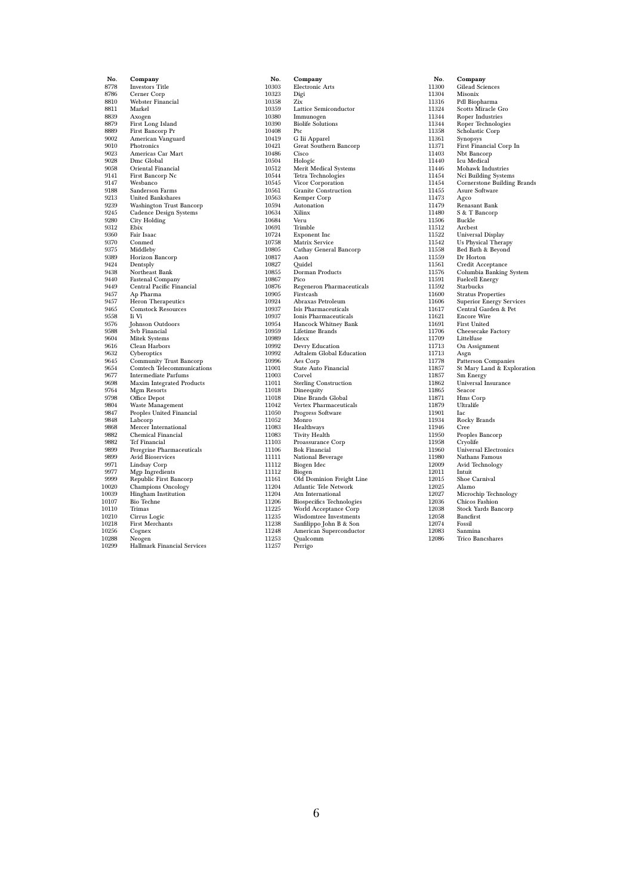| No. | Company |
|---|---|
| 8778 | Investors Title |
| 8786 | Cerner Corp |
| 8810 | Webster Financial |
| 8811 | Markel |
| 8839 | Axogen |
| 8879 | First Long Island |
| 8889 | First Bancorp Pr |
| 9002 | American Vanguard |
| 9010 | Photronics |
| 9023 | Americas Car Mart |
| 9028 | Dmc Global |
| 9058 | Oriental Financial |
| 9141 | First Bancorp Nc |
| 9147 | Wesbanco |
| 9188 | Sanderson Farms |
| 9213 | United Bankshares |
| 9239 | Washington Trust Bancorp |
| 9245 | Cadence Design Systems |
| 9280 | City Holding |
| 9312 | Ebix |
| 9360 | Fair Isaac |
| 9370 | Conmed |
| 9375 | Middleby |
| 9389 | Horizon Bancorp |
| 9424 | Dentsply |
| 9438 | Northeast Bank |
| 9440 | Fastenal Company |
| 9449 | Central Pacific Financial |
| 9457 | Ap Pharma |
| 9457 | Heron Therapeutics |
| 9465 | Comstock Resources |
| 9558 | Ii Vi |
| 9576 | Johnson Outdoors |
| 9588 | Svb Financial |
| 9604 | Mitek Systems |
| 9616 | Clean Harbors |
| 9632 | Cyberoptics |
| 9645 | Community Trust Bancorp |
| 9654 | Comtech Telecommunications |
| 9677 | Intermediate Parfums |
| 9698 | Maxim Integrated Products |
| 9764 | Mgm Resorts |
| 9798 | Office Depot |
| 9804 | Waste Management |
| 9847 | Peoples United Financial |
| 9848 | Labcorp |
| 9868 | Mercer International |
| 9882 | Chemical Financial |
| 9882 | Tcf Financial |
| 9899 | Peregrine Pharmaceuticals |
| 9899 | Avid Bioservices |
| 9971 | Lindsay Corp |
| 9977 | Mgp Ingredients |
| 9999 | Republic First Bancorp |
| 10020 | Champions Oncology |
| 10039 | Hingham Institution |
| 10107 | Bio Techne |
| 10110 | Trimas |
| 10210 | Cirrus Logic |
| 10218 | First Merchants |
| 10256 | Cognex |
| 10288 | Neogen |
| 10299 | Hallmark Financial Services |
| 10303 | Electronic Arts |
| 10323 | Digi |
| 10358 | Zix |
| 10359 | Lattice Semiconductor |
| 10380 | Immunogen |
| 10390 | Biolife Solutions |
| 10408 | Ptc |
| 10419 | G Iii Apparel |
| 10421 | Great Southern Bancorp |
| 10486 | Cisco |
| 10504 | Hologic |
| 10512 | Merit Medical Systems |
| 10544 | Tetra Technologies |
| 10545 | Vicor Corporation |
| 10561 | Granite Construction |
| 10563 | Kemper Corp |
| 10594 | Autonation |
| 10634 | Xilinx |
| 10684 | Veru |
| 10691 | Trimble |
| 10724 | Exponent Inc |
| 10758 | Matrix Service |
| 10805 | Cathay General Bancorp |
| 10817 | Aaon |
| 10827 | Quidel |
| 10855 | Dorman Products |
| 10867 | Pico |
| 10876 | Regeneron Pharmaceuticals |
| 10905 | Firstcash |
| 10924 | Abraxas Petroleum |
| 10937 | Isis Pharmaceuticals |
| 10937 | Ionis Pharmaceuticals |
| 10954 | Hancock Whitney Bank |
| 10959 | Lifetime Brands |
| 10989 | Idexx |
| 10992 | Devry Education |
| 10992 | Adtalem Global Education |
| 10996 | Aes Corp |
| 11001 | State Auto Financial |
| 11003 | Corvel |
| 11011 | Sterling Construction |
| 11018 | Dineequity |
| 11018 | Dine Brands Global |
| 11042 | Vertex Pharmaceuticals |
| 11050 | Progress Software |
| 11052 | Monro |
| 11083 | Healthways |
| 11083 | Tivity Health |
| 11103 | Proassurance Corp |
| 11106 | Bok Financial |
| 11111 | National Beverage |
| 11112 | Biogen Idec |
| 11112 | Biogen |
| 11161 | Old Dominion Freight Line |
| 11204 | Atlantic Tele Network |
| 11204 | Atn International |
| 11206 | Biospecifics Technologies |
| 11225 | World Acceptance Corp |
| 11235 | Wisdomtree Investments |
| 11238 | Sanfilippo John B & Son |
| 11248 | American Superconductor |
| 11253 | Qualcomm |
| 11257 | Perrigo |
| 11300 | Gilead Sciences |
| 11304 | Misonix |
| 11316 | Pdl Biopharma |
| 11324 | Scotts Miracle Gro |
| 11344 | Roper Industries |
| 11344 | Roper Technologies |
| 11358 | Scholastic Corp |
| 11361 | Synopsys |
| 11371 | First Financial Corp In |
| 11403 | Nbt Bancorp |
| 11440 | Icu Medical |
| 11446 | Mohawk Industries |
| 11454 | Nci Building Systems |
| 11454 | Cornerstone Building Brands |
| 11455 | Asure Software |
| 11473 | Agco |
| 11479 | Renasant Bank |
| 11480 | S & T Bancorp |
| 11506 | Buckle |
| 11512 | Arcbest |
| 11522 | Universal Display |
| 11542 | Us Physical Therapy |
| 11558 | Bed Bath & Beyond |
| 11559 | Dr Horton |
| 11561 | Credit Acceptance |
| 11576 | Columbia Banking System |
| 11591 | Fuelcell Energy |
| 11592 | Starbucks |
| 11600 | Stratus Properties |
| 11606 | Superior Energy Services |
| 11617 | Central Garden & Pet |
| 11621 | Encore Wire |
| 11691 | First United |
| 11706 | Cheesecake Factory |
| 11709 | Littelfuse |
| 11713 | On Assignment |
| 11713 | Asgn |
| 11778 | Patterson Companies |
| 11857 | St Mary Land & Exploration |
| 11857 | Sm Energy |
| 11862 | Universal Insurance |
| 11865 | Seacor |
| 11871 | Hms Corp |
| 11879 | Ultralife |
| 11901 | Iac |
| 11934 | Rocky Brands |
| 11946 | Cree |
| 11950 | Peoples Bancorp |
| 11958 | Cryolife |
| 11960 | Universal Electronics |
| 11980 | Nathans Famous |
| 12009 | Avid Technology |
| 12011 | Intuit |
| 12015 | Shoe Carnival |
| 12025 | Alamo |
| 12027 | Microchip Technology |
| 12036 | Chicos Fashion |
| 12038 | Stock Yards Bancorp |
| 12058 | Bancfirst |
| 12074 | Fossil |
| 12083 | Sanmina |
| 12086 | Trico Bancshares |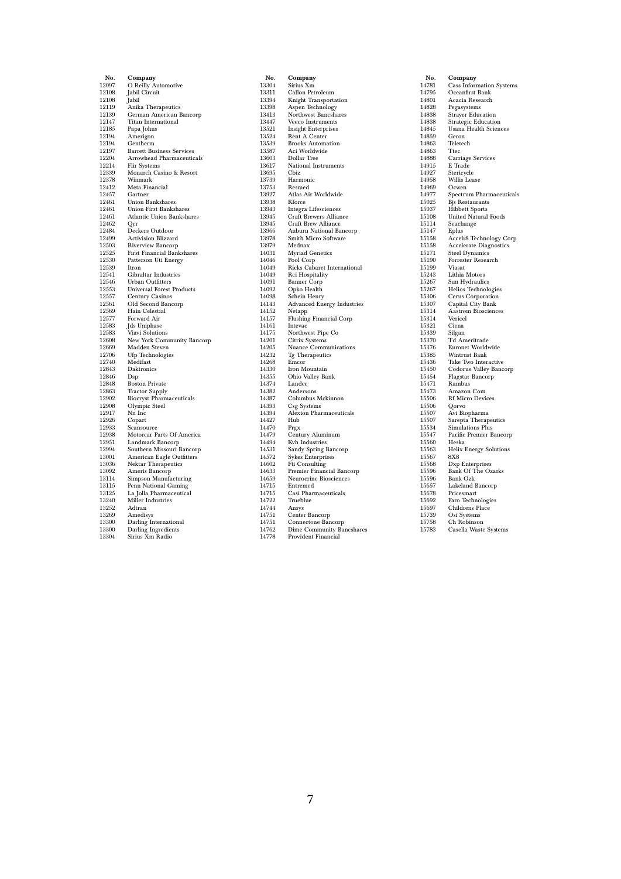| No. | Company |
|---|---|
| 12097 | O Reilly Automotive |
| 12108 | Jabil Circuit |
| 12108 | Jabil |
| 12119 | Anika Therapeutics |
| 12139 | German American Bancorp |
| 12147 | Titan International |
| 12185 | Papa Johns |
| 12194 | Amerigon |
| 12194 | Gentherm |
| 12197 | Barrett Business Services |
| 12204 | Arrowhead Pharmaceuticals |
| 12214 | Flir Systems |
| 12339 | Monarch Casino & Resort |
| 12378 | Winmark |
| 12412 | Meta Financial |
| 12457 | Gartner |
| 12461 | Union Bankshares |
| 12461 | Union First Bankshares |
| 12461 | Atlantic Union Bankshares |
| 12462 | Qcr |
| 12484 | Deckers Outdoor |
| 12499 | Activision Blizzard |
| 12503 | Riverview Bancorp |
| 12525 | First Financial Bankshares |
| 12530 | Patterson Uti Energy |
| 12539 | Itron |
| 12541 | Gibraltar Industries |
| 12546 | Urban Outfitters |
| 12553 | Universal Forest Products |
| 12557 | Century Casinos |
| 12561 | Old Second Bancorp |
| 12569 | Hain Celestial |
| 12577 | Forward Air |
| 12583 | Jds Uniphase |
| 12583 | Viavi Solutions |
| 12608 | New York Community Bancorp |
| 12669 | Madden Steven |
| 12706 | Ufp Technologies |
| 12740 | Medifast |
| 12843 | Daktronics |
| 12846 | Dsp |
| 12848 | Boston Private |
| 12863 | Tractor Supply |
| 12902 | Biocryst Pharmaceuticals |
| 12908 | Olympic Steel |
| 12917 | Nn Inc |
| 12926 | Copart |
| 12933 | Scansource |
| 12938 | Motorcar Parts Of America |
| 12951 | Landmark Bancorp |
| 12994 | Southern Missouri Bancorp |
| 13001 | American Eagle Outfitters |
| 13036 | Nektar Therapeutics |
| 13092 | Ameris Bancorp |
| 13114 | Simpson Manufacturing |
| 13115 | Penn National Gaming |
| 13125 | La Jolla Pharmaceutical |
| 13240 | Miller Industries |
| 13252 | Adtran |
| 13269 | Amedisys |
| 13300 | Darling International |
| 13300 | Darling Ingredients |
| 13304 | Sirius Xm Radio |
| 13304 | Sirius Xm |
| 13311 | Callon Petroleum |
| 13394 | Knight Transportation |
| 13398 | Aspen Technology |
| 13413 | Northwest Bancshares |
| 13447 | Veeco Instruments |
| 13521 | Insight Enterprises |
| 13524 | Rent A Center |
| 13539 | Brooks Automation |
| 13587 | Aci Worldwide |
| 13603 | Dollar Tree |
| 13617 | National Instruments |
| 13695 | Cbiz |
| 13739 | Harmonic |
| 13753 | Resmed |
| 13927 | Atlas Air Worldwide |
| 13938 | Kforce |
| 13943 | Integra Lifesciences |
| 13945 | Craft Brewers Alliance |
| 13945 | Craft Brew Alliance |
| 13966 | Auburn National Bancorp |
| 13978 | Smith Micro Software |
| 13979 | Mednax |
| 14031 | Myriad Genetics |
| 14046 | Pool Corp |
| 14049 | Ricks Cabaret International |
| 14049 | Rci Hospitality |
| 14091 | Banner Corp |
| 14092 | Opko Health |
| 14098 | Schein Henry |
| 14143 | Advanced Energy Industries |
| 14152 | Netapp |
| 14157 | Flushing Financial Corp |
| 14161 | Intevac |
| 14175 | Northwest Pipe Co |
| 14201 | Citrix Systems |
| 14205 | Nuance Communications |
| 14232 | Tg Therapeutics |
| 14268 | Emcor |
| 14330 | Iron Mountain |
| 14355 | Ohio Valley Bank |
| 14374 | Landec |
| 14382 | Andersons |
| 14387 | Columbus Mckinnon |
| 14393 | Csg Systems |
| 14394 | Alexion Pharmaceuticals |
| 14427 | Hub |
| 14470 | Prgx |
| 14479 | Century Aluminum |
| 14494 | Kvh Industries |
| 14531 | Sandy Spring Bancorp |
| 14572 | Sykes Enterprises |
| 14602 | Fti Consulting |
| 14633 | Premier Financial Bancorp |
| 14659 | Neurocrine Biosciences |
| 14715 | Entremed |
| 14715 | Casi Pharmaceuticals |
| 14722 | Trueblue |
| 14744 | Ansys |
| 14751 | Center Bancorp |
| 14751 | Connectone Bancorp |
| 14762 | Dime Community Bancshares |
| 14778 | Provident Financial |
| 14781 | Cass Information Systems |
| 14795 | Oceanfirst Bank |
| 14801 | Acacia Research |
| 14828 | Pegasystems |
| 14838 | Strayer Education |
| 14838 | Strategic Education |
| 14845 | Usana Health Sciences |
| 14859 | Geron |
| 14863 | Teletech |
| 14863 | Ttec |
| 14888 | Carriage Services |
| 14915 | E Trade |
| 14927 | Stericycle |
| 14958 | Willis Lease |
| 14969 | Ocwen |
| 14977 | Spectrum Pharmaceuticals |
| 15025 | Bjs Restaurants |
| 15037 | Hibbett Sports |
| 15108 | United Natural Foods |
| 15114 | Seachange |
| 15147 | Eplus |
| 15158 | Accelr8 Technology Corp |
| 15158 | Accelerate Diagnostics |
| 15171 | Steel Dynamics |
| 15190 | Forrester Research |
| 15199 | Viasat |
| 15243 | Lithia Motors |
| 15267 | Sun Hydraulics |
| 15267 | Helios Technologies |
| 15306 | Cerus Corporation |
| 15307 | Capital City Bank |
| 15314 | Aastrom Biosciences |
| 15314 | Vericel |
| 15321 | Ciena |
| 15339 | Silgan |
| 15370 | Td Ameritrade |
| 15376 | Euronet Worldwide |
| 15385 | Wintrust Bank |
| 15436 | Take Two Interactive |
| 15450 | Codorus Valley Bancorp |
| 15454 | Flagstar Bancorp |
| 15471 | Rambus |
| 15473 | Amazon Com |
| 15506 | Rf Micro Devices |
| 15506 | Qorvo |
| 15507 | Avi Biopharma |
| 15507 | Sarepta Therapeutics |
| 15534 | Simulations Plus |
| 15547 | Pacific Premier Bancorp |
| 15560 | Heska |
| 15563 | Helix Energy Solutions |
| 15567 | 8X8 |
| 15568 | Dxp Enterprises |
| 15596 | Bank Of The Ozarks |
| 15596 | Bank Ozk |
| 15657 | Lakeland Bancorp |
| 15678 | Pricesmart |
| 15692 | Faro Technologies |
| 15697 | Childrens Place |
| 15739 | Osi Systems |
| 15758 | Ch Robinson |
| 15783 | Casella Waste Systems |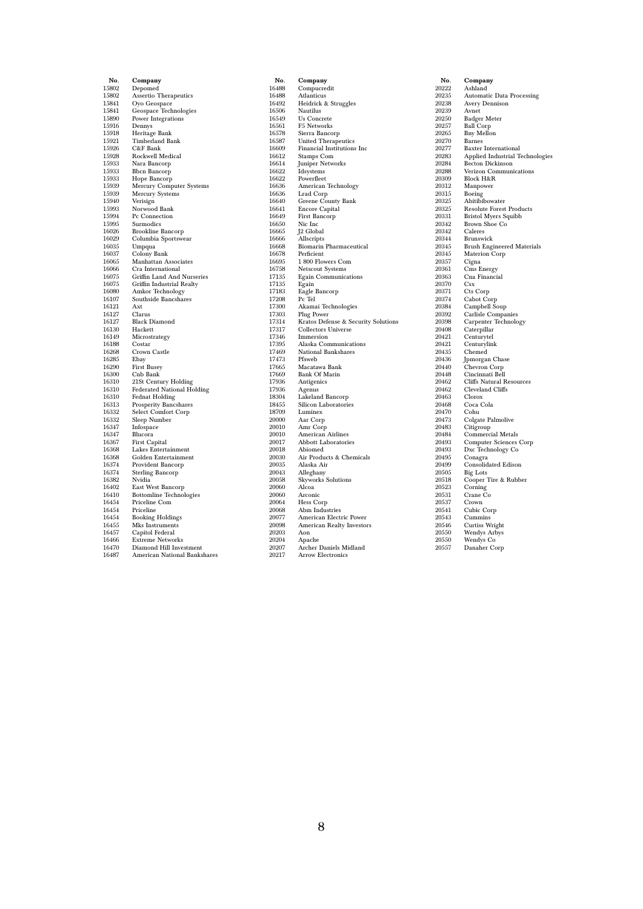| No. | Company |
|---|---|
| 15802 | Depomed |
| 15802 | Assertio Therapeutics |
| 15841 | Oyo Geospace |
| 15841 | Geospace Technologies |
| 15890 | Power Integrations |
| 15916 | Dennys |
| 15918 | Heritage Bank |
| 15921 | Timberland Bank |
| 15926 | C&F Bank |
| 15928 | Rockwell Medical |
| 15933 | Nara Bancorp |
| 15933 | Bbcn Bancorp |
| 15933 | Hope Bancorp |
| 15939 | Mercury Computer Systems |
| 15939 | Mercury Systems |
| 15940 | Verisign |
| 15993 | Norwood Bank |
| 15994 | Pc Connection |
| 15995 | Surmodics |
| 16026 | Brookline Bancorp |
| 16029 | Columbia Sportswear |
| 16035 | Umpqua |
| 16037 | Colony Bank |
| 16065 | Manhattan Associates |
| 16066 | Cra International |
| 16075 | Griffin Land And Nurseries |
| 16075 | Griffin Industrial Realty |
| 16080 | Amkor Technology |
| 16107 | Southside Bancshares |
| 16121 | Axt |
| 16127 | Clarus |
| 16127 | Black Diamond |
| 16130 | Hackett |
| 16149 | Microstrategy |
| 16188 | Costar |
| 16268 | Crown Castle |
| 16285 | Ebay |
| 16290 | First Busey |
| 16300 | Cnb Bank |
| 16310 | 21St Century Holding |
| 16310 | Federated National Holding |
| 16310 | Fednat Holding |
| 16313 | Prosperity Bancshares |
| 16332 | Select Comfort Corp |
| 16332 | Sleep Number |
| 16347 | Infospace |
| 16347 | Blucora |
| 16367 | First Capital |
| 16368 | Lakes Entertainment |
| 16368 | Golden Entertainment |
| 16374 | Provident Bancorp |
| 16374 | Sterling Bancorp |
| 16382 | Nvidia |
| 16402 | East West Bancorp |
| 16410 | Bottomline Technologies |
| 16454 | Priceline Com |
| 16454 | Priceline |
| 16454 | Booking Holdings |
| 16455 | Mks Instruments |
| 16457 | Capitol Federal |
| 16466 | Extreme Networks |
| 16470 | Diamond Hill Investment |
| 16487 | American National Bankshares |
| 16488 | Compucredit |
| 16488 | Atlanticus |
| 16492 | Heidrick & Struggles |
| 16506 | Nautilus |
| 16549 | Us Concrete |
| 16561 | F5 Networks |
| 16578 | Sierra Bancorp |
| 16587 | United Therapeutics |
| 16609 | Financial Institutions Inc |
| 16612 | Stamps Com |
| 16614 | Juniper Networks |
| 16622 | Idsystems |
| 16622 | Powerfleet |
| 16636 | American Technology |
| 16636 | Lrad Corp |
| 16640 | Greene County Bank |
| 16641 | Encore Capital |
| 16649 | First Bancorp |
| 16650 | Nic Inc |
| 16665 | J2 Global |
| 16666 | Allscripts |
| 16668 | Biomarin Pharmaceutical |
| 16678 | Perficient |
| 16695 | 1 800 Flowers Com |
| 16758 | Netscout Systems |
| 17135 | Egain Communications |
| 17135 | Egain |
| 17183 | Eagle Bancorp |
| 17208 | Pc Tel |
| 17300 | Akamai Technologies |
| 17303 | Plug Power |
| 17314 | Kratos Defense & Security Solutions |
| 17317 | Collectors Universe |
| 17346 | Immersion |
| 17395 | Alaska Communications |
| 17469 | National Bankshares |
| 17473 | Pfsweb |
| 17665 | Macatawa Bank |
| 17669 | Bank Of Marin |
| 17936 | Antigenics |
| 17936 | Agenus |
| 18304 | Lakeland Bancorp |
| 18455 | Silicon Laboratories |
| 18709 | Luminex |
| 20000 | Aar Corp |
| 20010 | Amr Corp |
| 20010 | American Airlines |
| 20017 | Abbott Laboratories |
| 20018 | Abiomed |
| 20030 | Air Products & Chemicals |
| 20035 | Alaska Air |
| 20043 | Alleghany |
| 20058 | Skyworks Solutions |
| 20060 | Alcoa |
| 20060 | Arconic |
| 20064 | Hess Corp |
| 20068 | Abm Industries |
| 20077 | American Electric Power |
| 20098 | American Realty Investors |
| 20203 | Aon |
| 20204 | Apache |
| 20207 | Archer Daniels Midland |
| 20217 | Arrow Electronics |
| 20222 | Ashland |
| 20235 | Automatic Data Processing |
| 20238 | Avery Dennison |
| 20239 | Avnet |
| 20250 | Badger Meter |
| 20257 | Ball Corp |
| 20265 | Bny Mellon |
| 20270 | Barnes |
| 20277 | Baxter International |
| 20283 | Applied Industrial Technologies |
| 20284 | Becton Dickinson |
| 20288 | Verizon Communications |
| 20309 | Block H&R |
| 20312 | Manpower |
| 20315 | Boeing |
| 20325 | Abitibibowater |
| 20325 | Resolute Forest Products |
| 20331 | Bristol Myers Squibb |
| 20342 | Brown Shoe Co |
| 20342 | Caleres |
| 20344 | Brunswick |
| 20345 | Brush Engineered Materials |
| 20345 | Materion Corp |
| 20357 | Cigna |
| 20361 | Cms Energy |
| 20363 | Cna Financial |
| 20370 | Csx |
| 20371 | Cts Corp |
| 20374 | Cabot Corp |
| 20384 | Campbell Soup |
| 20392 | Carlisle Companies |
| 20398 | Carpenter Technology |
| 20408 | Caterpillar |
| 20421 | Centurytel |
| 20421 | Centurylink |
| 20435 | Chemed |
| 20436 | Jpmorgan Chase |
| 20440 | Chevron Corp |
| 20448 | Cincinnati Bell |
| 20462 | Cliffs Natural Resources |
| 20462 | Cleveland Cliffs |
| 20463 | Clorox |
| 20468 | Coca Cola |
| 20470 | Cohu |
| 20473 | Colgate Palmolive |
| 20483 | Citigroup |
| 20484 | Commercial Metals |
| 20493 | Computer Sciences Corp |
| 20493 | Dxc Technology Co |
| 20495 | Conagra |
| 20499 | Consolidated Edison |
| 20505 | Big Lots |
| 20518 | Cooper Tire & Rubber |
| 20523 | Corning |
| 20531 | Crane Co |
| 20537 | Crown |
| 20541 | Cubic Corp |
| 20543 | Cummins |
| 20546 | Curtiss Wright |
| 20550 | Wendys Arbys |
| 20550 | Wendys Co |
| 20557 | Danaher Corp |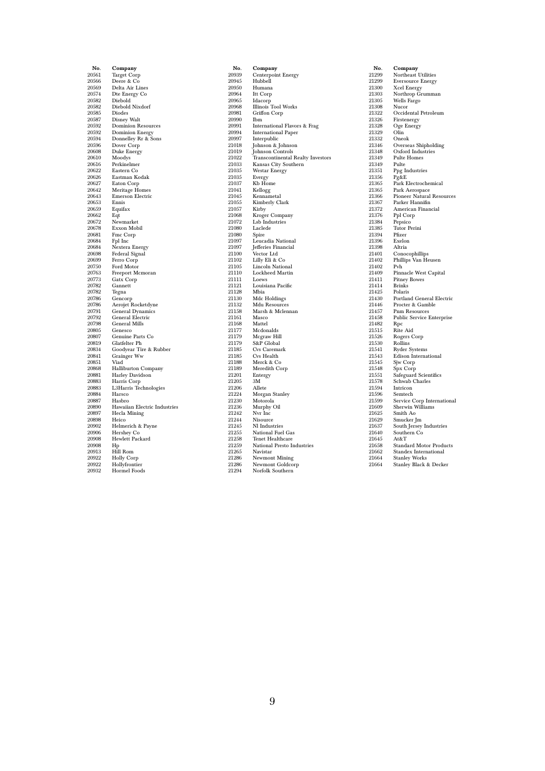| No. | Company |
|---|---|
| 20561 | Target Corp |
| 20566 | Deere & Co |
| 20569 | Delta Air Lines |
| 20574 | Dte Energy Co |
| 20582 | Diebold |
| 20582 | Diebold Nixdorf |
| 20585 | Diodes |
| 20587 | Disney Walt |
| 20592 | Dominion Resources |
| 20592 | Dominion Energy |
| 20594 | Donnelley Rr & Sons |
| 20596 | Dover Corp |
| 20608 | Duke Energy |
| 20610 | Moodys |
| 20616 | Perkinelmer |
| 20622 | Eastern Co |
| 20626 | Eastman Kodak |
| 20627 | Eaton Corp |
| 20642 | Meritage Homes |
| 20643 | Emerson Electric |
| 20653 | Ennis |
| 20659 | Equifax |
| 20662 | Eqt |
| 20672 | Newmarket |
| 20678 | Exxon Mobil |
| 20681 | Fmc Corp |
| 20684 | Fpl Inc |
| 20684 | Nextera Energy |
| 20698 | Federal Signal |
| 20699 | Ferro Corp |
| 20750 | Ford Motor |
| 20763 | Freeport Mcmoran |
| 20773 | Gatx Corp |
| 20782 | Gannett |
| 20782 | Tegna |
| 20786 | Gencorp |
| 20786 | Aerojet Rocketdyne |
| 20791 | General Dynamics |
| 20792 | General Electric |
| 20798 | General Mills |
| 20805 | Genesco |
| 20807 | Genuine Parts Co |
| 20819 | Glatfelter Ph |
| 20834 | Goodyear Tire & Rubber |
| 20841 | Grainger Ww |
| 20851 | Viad |
| 20868 | Halliburton Company |
| 20881 | Harley Davidson |
| 20883 | Harris Corp |
| 20883 | L3Harris Technologies |
| 20884 | Harsco |
| 20887 | Hasbro |
| 20890 | Hawaiian Electric Industries |
| 20897 | Hecla Mining |
| 20898 | Heico |
| 20902 | Helmerich & Payne |
| 20906 | Hershey Co |
| 20908 | Hewlett Packard |
| 20908 | Hp |
| 20913 | Hill Rom |
| 20922 | Holly Corp |
| 20922 | Hollyfrontier |
| 20932 | Hormel Foods |

| No. | Company |
|---|---|
| 20939 | Centerpoint Energy |
| 20945 | Hubbell |
| 20950 | Humana |
| 20964 | Itt Corp |
| 20965 | Idacorp |
| 20968 | Illinois Tool Works |
| 20981 | Griffon Corp |
| 20990 | Ibm |
| 20991 | International Flavors & Frag |
| 20994 | International Paper |
| 20997 | Interpublic |
| 21018 | Johnson & Johnson |
| 21019 | Johnson Controls |
| 21022 | Transcontinental Realty Investors |
| 21033 | Kansas City Southern |
| 21035 | Westar Energy |
| 21035 | Evergy |
| 21037 | Kb Home |
| 21041 | Kellogg |
| 21045 | Kennametal |
| 21055 | Kimberly Clark |
| 21057 | Kirby |
| 21068 | Kroger Company |
| 21072 | Lsb Industries |
| 21080 | Laclede |
| 21080 | Spire |
| 21097 | Leucadia National |
| 21097 | Jefferies Financial |
| 21100 | Vector Ltd |
| 21102 | Lilly Eli & Co |
| 21105 | Lincoln National |
| 21110 | Lockheed Martin |
| 21111 | Loews |
| 21121 | Louisiana Pacific |
| 21128 | Mbia |
| 21130 | Mdc Holdings |
| 21132 | Mdu Resources |
| 21158 | Marsh & Mclennan |
| 21161 | Masco |
| 21168 | Mattel |
| 21177 | Mcdonalds |
| 21179 | Mcgraw Hill |
| 21179 | S&P Global |
| 21185 | Cvs Caremark |
| 21185 | Cvs Health |
| 21188 | Merck & Co |
| 21189 | Meredith Corp |
| 21201 | Entergy |
| 21205 | 3M |
| 21206 | Allete |
| 21224 | Morgan Stanley |
| 21230 | Motorola |
| 21236 | Murphy Oil |
| 21242 | Nvr Inc |
| 21244 | Nisource |
| 21245 | Nl Industries |
| 21255 | National Fuel Gas |
| 21258 | Tenet Healthcare |
| 21259 | National Presto Industries |
| 21265 | Navistar |
| 21286 | Newmont Mining |
| 21286 | Newmont Goldcorp |
| 21294 | Norfolk Southern |

| No. | Company |
|---|---|
| 21299 | Northeast Utilities |
| 21299 | Eversource Energy |
| 21300 | Xcel Energy |
| 21303 | Northrop Grumman |
| 21305 | Wells Fargo |
| 21308 | Nucor |
| 21322 | Occidental Petroleum |
| 21326 | Firstenergy |
| 21328 | Oge Energy |
| 21329 | Olin |
| 21332 | Oneok |
| 21346 | Overseas Shipholding |
| 21348 | Oxford Industries |
| 21349 | Pulte Homes |
| 21349 | Pulte |
| 21351 | Ppg Industries |
| 21356 | Pg&E |
| 21365 | Park Electrochemical |
| 21365 | Park Aerospace |
| 21366 | Pioneer Natural Resources |
| 21367 | Parker Hannifin |
| 21372 | American Financial |
| 21376 | Ppl Corp |
| 21384 | Pepsico |
| 21385 | Tutor Perini |
| 21394 | Pfizer |
| 21396 | Exelon |
| 21398 | Altria |
| 21401 | Conocophillips |
| 21402 | Phillips Van Heusen |
| 21402 | Pvh |
| 21409 | Pinnacle West Capital |
| 21411 | Pitney Bowes |
| 21414 | Brinks |
| 21425 | Polaris |
| 21430 | Portland General Electric |
| 21446 | Procter & Gamble |
| 21457 | Pnm Resources |
| 21458 | Public Service Enterprise |
| 21482 | Rpc |
| 21515 | Rite Aid |
| 21526 | Rogers Corp |
| 21530 | Rollins |
| 21541 | Ryder Systems |
| 21543 | Edison International |
| 21545 | Sjw Corp |
| 21548 | Spx Corp |
| 21551 | Safeguard Scientifics |
| 21578 | Schwab Charles |
| 21594 | Intricon |
| 21596 | Semtech |
| 21599 | Service Corp International |
| 21609 | Sherwin Williams |
| 21625 | Smith Ao |
| 21629 | Smucker Jm |
| 21637 | South Jersey Industries |
| 21640 | Southern Co |
| 21645 | At&T |
| 21658 | Standard Motor Products |
| 21662 | Standex International |
| 21664 | Stanley Works |
| 21664 | Stanley Black & Decker |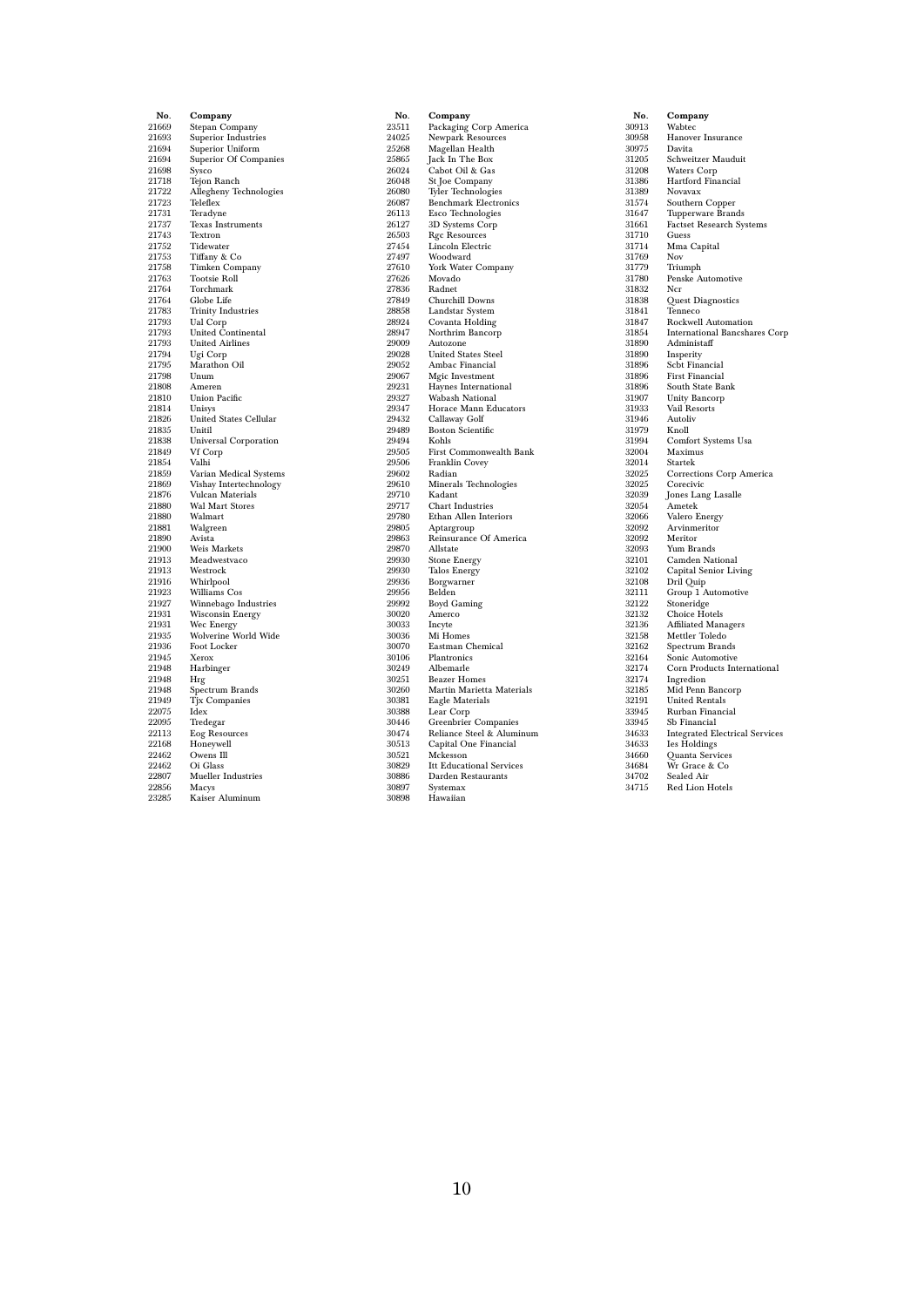| No. | Company |
|---|---|
| 21669 | Stepan Company |
| 21693 | Superior Industries |
| 21694 | Superior Uniform |
| 21694 | Superior Of Companies |
| 21698 | Sysco |
| 21718 | Tejon Ranch |
| 21722 | Allegheny Technologies |
| 21723 | Teleflex |
| 21731 | Teradyne |
| 21737 | Texas Instruments |
| 21743 | Textron |
| 21752 | Tidewater |
| 21753 | Tiffany & Co |
| 21758 | Timken Company |
| 21763 | Tootsie Roll |
| 21764 | Torchmark |
| 21764 | Globe Life |
| 21783 | Trinity Industries |
| 21793 | Ual Corp |
| 21793 | United Continental |
| 21793 | United Airlines |
| 21794 | Ugi Corp |
| 21795 | Marathon Oil |
| 21798 | Unum |
| 21808 | Ameren |
| 21810 | Union Pacific |
| 21814 | Unisys |
| 21826 | United States Cellular |
| 21835 | Unitil |
| 21838 | Universal Corporation |
| 21849 | Vf Corp |
| 21854 | Valhi |
| 21859 | Varian Medical Systems |
| 21869 | Vishay Intertechnology |
| 21876 | Vulcan Materials |
| 21880 | Wal Mart Stores |
| 21880 | Walmart |
| 21881 | Walgreen |
| 21890 | Avista |
| 21900 | Weis Markets |
| 21913 | Meadwestvaco |
| 21913 | Westrock |
| 21916 | Whirlpool |
| 21923 | Williams Cos |
| 21927 | Winnebago Industries |
| 21931 | Wisconsin Energy |
| 21931 | Wec Energy |
| 21935 | Wolverine World Wide |
| 21936 | Foot Locker |
| 21945 | Xerox |
| 21948 | Harbinger |
| 21948 | Hrg |
| 21948 | Spectrum Brands |
| 21949 | Tjx Companies |
| 22075 | Idex |
| 22095 | Tredegar |
| 22113 | Eog Resources |
| 22168 | Honeywell |
| 22462 | Owens Ill |
| 22462 | Oi Glass |
| 22807 | Mueller Industries |
| 22856 | Macys |
| 23285 | Kaiser Aluminum |
| 23511 | Packaging Corp America |
| 24025 | Newpark Resources |
| 25268 | Magellan Health |
| 25865 | Jack In The Box |
| 26024 | Cabot Oil & Gas |
| 26048 | St Joe Company |
| 26080 | Tyler Technologies |
| 26087 | Benchmark Electronics |
| 26113 | Esco Technologies |
| 26127 | 3D Systems Corp |
| 26503 | Rgc Resources |
| 27454 | Lincoln Electric |
| 27497 | Woodward |
| 27610 | York Water Company |
| 27626 | Movado |
| 27836 | Radnet |
| 27849 | Churchill Downs |
| 28858 | Landstar System |
| 28924 | Covanta Holding |
| 28947 | Northrim Bancorp |
| 29009 | Autozone |
| 29028 | United States Steel |
| 29052 | Ambac Financial |
| 29067 | Mgic Investment |
| 29231 | Haynes International |
| 29327 | Wabash National |
| 29347 | Horace Mann Educators |
| 29432 | Callaway Golf |
| 29489 | Boston Scientific |
| 29494 | Kohls |
| 29505 | First Commonwealth Bank |
| 29506 | Franklin Covey |
| 29602 | Radian |
| 29610 | Minerals Technologies |
| 29710 | Kadant |
| 29717 | Chart Industries |
| 29780 | Ethan Allen Interiors |
| 29805 | Aptargroup |
| 29863 | Reinsurance Of America |
| 29870 | Allstate |
| 29930 | Stone Energy |
| 29930 | Talos Energy |
| 29936 | Borgwarner |
| 29956 | Belden |
| 29992 | Boyd Gaming |
| 30020 | Amerco |
| 30033 | Incyte |
| 30036 | Mi Homes |
| 30070 | Eastman Chemical |
| 30106 | Plantronics |
| 30249 | Albemarle |
| 30251 | Beazer Homes |
| 30260 | Martin Marietta Materials |
| 30381 | Eagle Materials |
| 30388 | Lear Corp |
| 30446 | Greenbrier Companies |
| 30474 | Reliance Steel & Aluminum |
| 30513 | Capital One Financial |
| 30521 | Mckesson |
| 30829 | Itt Educational Services |
| 30886 | Darden Restaurants |
| 30897 | Systemax |
| 30898 | Hawaiian |
| 30913 | Wabtec |
| 30958 | Hanover Insurance |
| 30975 | Davita |
| 31205 | Schweitzer Mauduit |
| 31208 | Waters Corp |
| 31386 | Hartford Financial |
| 31389 | Novavax |
| 31574 | Southern Copper |
| 31647 | Tupperware Brands |
| 31661 | Factset Research Systems |
| 31710 | Guess |
| 31714 | Mma Capital |
| 31769 | Nov |
| 31779 | Triumph |
| 31780 | Penske Automotive |
| 31832 | Ncr |
| 31838 | Quest Diagnostics |
| 31841 | Tenneco |
| 31847 | Rockwell Automation |
| 31854 | International Bancshares Corp |
| 31890 | Administaff |
| 31890 | Insperity |
| 31896 | Scbt Financial |
| 31896 | First Financial |
| 31896 | South State Bank |
| 31907 | Unity Bancorp |
| 31933 | Vail Resorts |
| 31946 | Autoliv |
| 31979 | Knoll |
| 31994 | Comfort Systems Usa |
| 32004 | Maximus |
| 32014 | Startek |
| 32025 | Corrections Corp America |
| 32025 | Corecivic |
| 32039 | Jones Lang Lasalle |
| 32054 | Ametek |
| 32066 | Valero Energy |
| 32092 | Arvinmeritor |
| 32092 | Meritor |
| 32093 | Yum Brands |
| 32101 | Camden National |
| 32102 | Capital Senior Living |
| 32108 | Dril Quip |
| 32111 | Group 1 Automotive |
| 32122 | Stoneridge |
| 32132 | Choice Hotels |
| 32136 | Affiliated Managers |
| 32158 | Mettler Toledo |
| 32162 | Spectrum Brands |
| 32164 | Sonic Automotive |
| 32174 | Corn Products International |
| 32174 | Ingredion |
| 32185 | Mid Penn Bancorp |
| 32191 | United Rentals |
| 33945 | Rurban Financial |
| 33945 | Sb Financial |
| 34633 | Integrated Electrical Services |
| 34633 | Ies Holdings |
| 34660 | Quanta Services |
| 34684 | Wr Grace & Co |
| 34702 | Sealed Air |
| 34715 | Red Lion Hotels |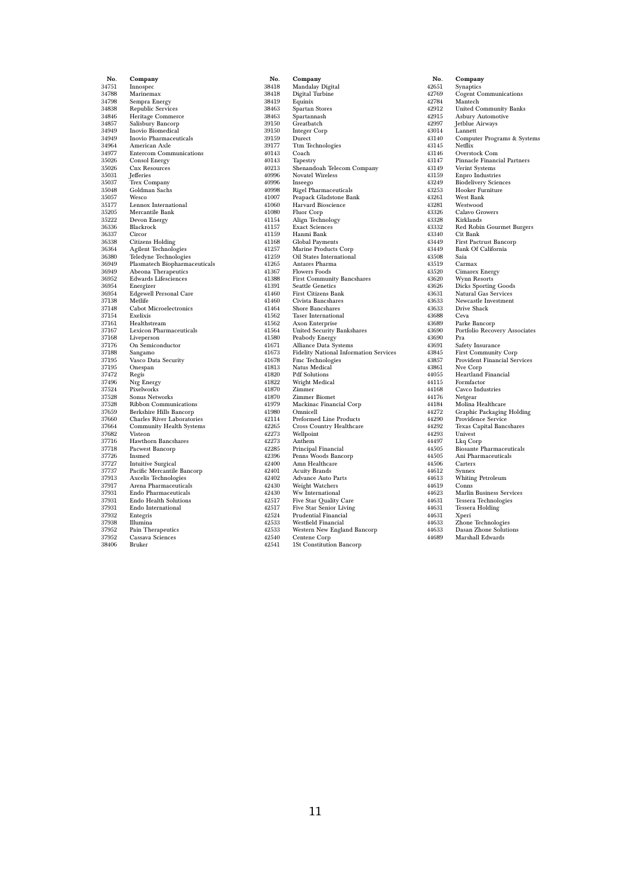| No. | Company |
|---|---|
| 34751 | Innospec |
| 34788 | Marinemax |
| 34798 | Sempra Energy |
| 34838 | Republic Services |
| 34846 | Heritage Commerce |
| 34857 | Salisbury Bancorp |
| 34949 | Inovio Biomedical |
| 34949 | Inovio Pharmaceuticals |
| 34964 | American Axle |
| 34977 | Entercom Communications |
| 35026 | Consol Energy |
| 35026 | Cnx Resources |
| 35031 | Jefferies |
| 35037 | Trex Company |
| 35048 | Goldman Sachs |
| 35057 | Wesco |
| 35177 | Lennox International |
| 35205 | Mercantile Bank |
| 35222 | Devon Energy |
| 36336 | Blackrock |
| 36337 | Circor |
| 36338 | Citizens Holding |
| 36364 | Agilent Technologies |
| 36380 | Teledyne Technologies |
| 36949 | Plasmatech Biopharmaceuticals |
| 36949 | Abeona Therapeutics |
| 36952 | Edwards Lifesciences |
| 36954 | Energizer |
| 36954 | Edgewell Personal Care |
| 37138 | Metlife |
| 37148 | Cabot Microelectronics |
| 37154 | Exelixis |
| 37161 | Healthstream |
| 37167 | Lexicon Pharmaceuticals |
| 37168 | Liveperson |
| 37176 | On Semiconductor |
| 37188 | Sangamo |
| 37195 | Vasco Data Security |
| 37195 | Onespan |
| 37472 | Regis |
| 37496 | Nrg Energy |
| 37524 | Pixelworks |
| 37528 | Sonus Networks |
| 37528 | Ribbon Communications |
| 37659 | Berkshire Hills Bancorp |
| 37660 | Charles River Laboratories |
| 37664 | Community Health Systems |
| 37682 | Visteon |
| 37716 | Hawthorn Bancshares |
| 37718 | Pacwest Bancorp |
| 37726 | Insmed |
| 37727 | Intuitive Surgical |
| 37737 | Pacific Mercantile Bancorp |
| 37913 | Axcelis Technologies |
| 37917 | Arena Pharmaceuticals |
| 37931 | Endo Pharmaceuticals |
| 37931 | Endo Health Solutions |
| 37931 | Endo International |
| 37932 | Entegris |
| 37938 | Illumina |
| 37952 | Pain Therapeutics |
| 37952 | Cassava Sciences |
| 38406 | Bruker |
| 38418 | Mandalay Digital |
| 38418 | Digital Turbine |
| 38419 | Equinix |
| 38463 | Spartan Stores |
| 38463 | Spartannash |
| 39150 | Greatbatch |
| 39150 | Integer Corp |
| 39159 | Durect |
| 39177 | Ttm Technologies |
| 40143 | Coach |
| 40143 | Tapestry |
| 40213 | Shenandoah Telecom Company |
| 40996 | Novatel Wireless |
| 40996 | Inseego |
| 40998 | Rigel Pharmaceuticals |
| 41007 | Peapack Gladstone Bank |
| 41060 | Harvard Bioscience |
| 41080 | Fluor Corp |
| 41154 | Align Technology |
| 41157 | Exact Sciences |
| 41159 | Hanmi Bank |
| 41168 | Global Payments |
| 41257 | Marine Products Corp |
| 41259 | Oil States International |
| 41265 | Antares Pharma |
| 41367 | Flowers Foods |
| 41388 | First Community Bancshares |
| 41391 | Seattle Genetics |
| 41460 | First Citizens Bank |
| 41460 | Civista Bancshares |
| 41464 | Shore Bancshares |
| 41562 | Taser International |
| 41562 | Axon Enterprise |
| 41564 | United Security Bankshares |
| 41580 | Peabody Energy |
| 41671 | Alliance Data Systems |
| 41673 | Fidelity National Information Services |
| 41678 | Fmc Technologies |
| 41813 | Natus Medical |
| 41820 | Pdf Solutions |
| 41822 | Wright Medical |
| 41870 | Zimmer |
| 41870 | Zimmer Biomet |
| 41979 | Mackinac Financial Corp |
| 41980 | Omnicell |
| 42114 | Preformed Line Products |
| 42265 | Cross Country Healthcare |
| 42273 | Wellpoint |
| 42273 | Anthem |
| 42285 | Principal Financial |
| 42396 | Penns Woods Bancorp |
| 42400 | Amn Healthcare |
| 42401 | Acuity Brands |
| 42402 | Advance Auto Parts |
| 42430 | Weight Watchers |
| 42430 | Ww International |
| 42517 | Five Star Quality Care |
| 42517 | Five Star Senior Living |
| 42524 | Prudential Financial |
| 42533 | Westfield Financial |
| 42533 | Western New England Bancorp |
| 42540 | Centene Corp |
| 42541 | 1St Constitution Bancorp |
| 42651 | Synaptics |
| 42769 | Cogent Communications |
| 42784 | Mantech |
| 42912 | United Community Banks |
| 42915 | Asbury Automotive |
| 42997 | Jetblue Airways |
| 43014 | Lannett |
| 43140 | Computer Programs & Systems |
| 43145 | Netflix |
| 43146 | Overstock Com |
| 43147 | Pinnacle Financial Partners |
| 43149 | Verint Systems |
| 43159 | Enpro Industries |
| 43249 | Biodelivery Sciences |
| 43253 | Hooker Furniture |
| 43261 | West Bank |
| 43281 | Westwood |
| 43326 | Calavo Growers |
| 43328 | Kirklands |
| 43332 | Red Robin Gourmet Burgers |
| 43340 | Cit Bank |
| 43449 | First Pactrust Bancorp |
| 43449 | Bank Of California |
| 43508 | Saia |
| 43519 | Carmax |
| 43520 | Cimarex Energy |
| 43620 | Wynn Resorts |
| 43626 | Dicks Sporting Goods |
| 43631 | Natural Gas Services |
| 43633 | Newcastle Investment |
| 43633 | Drive Shack |
| 43688 | Ceva |
| 43689 | Parke Bancorp |
| 43690 | Portfolio Recovery Associates |
| 43690 | Pra |
| 43691 | Safety Insurance |
| 43845 | First Community Corp |
| 43857 | Provident Financial Services |
| 43861 | Nve Corp |
| 44055 | Heartland Financial |
| 44115 | Formfactor |
| 44168 | Cavco Industries |
| 44176 | Netgear |
| 44184 | Molina Healthcare |
| 44272 | Graphic Packaging Holding |
| 44290 | Providence Service |
| 44292 | Texas Capital Bancshares |
| 44293 | Univest |
| 44497 | Lkq Corp |
| 44505 | Biosante Pharmaceuticals |
| 44505 | Ani Pharmaceuticals |
| 44506 | Carters |
| 44612 | Synnex |
| 44613 | Whiting Petroleum |
| 44619 | Conns |
| 44623 | Marlin Business Services |
| 44631 | Tessera Technologies |
| 44631 | Tessera Holding |
| 44631 | Xperi |
| 44633 | Zhone Technologies |
| 44633 | Dasan Zhone Solutions |
| 44689 | Marshall Edwards |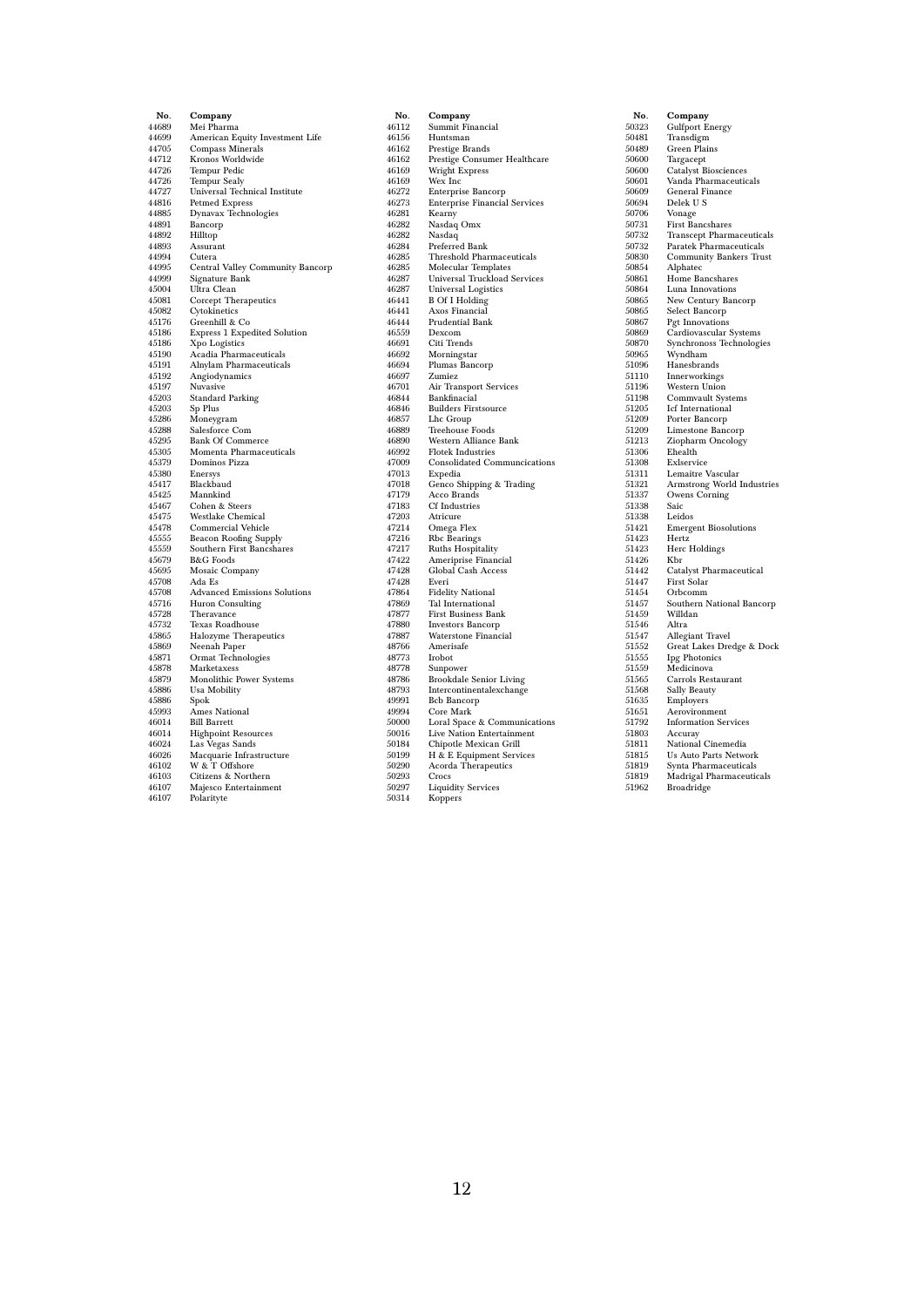| No. | Company |
|---|---|
| 44689 | Mei Pharma |
| 44699 | American Equity Investment Life |
| 44705 | Compass Minerals |
| 44712 | Kronos Worldwide |
| 44726 | Tempur Pedic |
| 44726 | Tempur Sealy |
| 44727 | Universal Technical Institute |
| 44816 | Petmed Express |
| 44885 | Dynavax Technologies |
| 44891 | Bancorp |
| 44892 | Hilltop |
| 44893 | Assurant |
| 44994 | Cutera |
| 44995 | Central Valley Community Bancorp |
| 44999 | Signature Bank |
| 45004 | Ultra Clean |
| 45081 | Corcept Therapeutics |
| 45082 | Cytokinetics |
| 45176 | Greenhill & Co |
| 45186 | Express 1 Expedited Solution |
| 45186 | Xpo Logistics |
| 45190 | Acadia Pharmaceuticals |
| 45191 | Alnylam Pharmaceuticals |
| 45192 | Angiodynamics |
| 45197 | Nuvasive |
| 45203 | Standard Parking |
| 45203 | Sp Plus |
| 45286 | Moneygram |
| 45288 | Salesforce Com |
| 45295 | Bank Of Commerce |
| 45305 | Momenta Pharmaceuticals |
| 45379 | Dominos Pizza |
| 45380 | Enersys |
| 45417 | Blackbaud |
| 45425 | Mannkind |
| 45467 | Cohen & Steers |
| 45475 | Westlake Chemical |
| 45478 | Commercial Vehicle |
| 45555 | Beacon Roofing Supply |
| 45559 | Southern First Bancshares |
| 45679 | B&G Foods |
| 45695 | Mosaic Company |
| 45708 | Ada Es |
| 45708 | Advanced Emissions Solutions |
| 45716 | Huron Consulting |
| 45728 | Theravance |
| 45732 | Texas Roadhouse |
| 45865 | Halozyme Therapeutics |
| 45869 | Neenah Paper |
| 45871 | Ormat Technologies |
| 45878 | Marketaxess |
| 45879 | Monolithic Power Systems |
| 45886 | Usa Mobility |
| 45886 | Spok |
| 45993 | Ames National |
| 46014 | Bill Barrett |
| 46014 | Highpoint Resources |
| 46024 | Las Vegas Sands |
| 46026 | Macquarie Infrastructure |
| 46102 | W & T Offshore |
| 46103 | Citizens & Northern |
| 46107 | Majesco Entertainment |
| 46107 | Polarityte |
| 46112 | Summit Financial |
| 46156 | Huntsman |
| 46162 | Prestige Brands |
| 46162 | Prestige Consumer Healthcare |
| 46169 | Wright Express |
| 46169 | Wex Inc |
| 46272 | Enterprise Bancorp |
| 46273 | Enterprise Financial Services |
| 46281 | Kearny |
| 46282 | Nasdaq Omx |
| 46282 | Nasdaq |
| 46284 | Preferred Bank |
| 46285 | Threshold Pharmaceuticals |
| 46285 | Molecular Templates |
| 46287 | Universal Truckload Services |
| 46287 | Universal Logistics |
| 46441 | B Of I Holding |
| 46441 | Axos Financial |
| 46444 | Prudential Bank |
| 46559 | Dexcom |
| 46691 | Citi Trends |
| 46692 | Morningstar |
| 46694 | Plumas Bancorp |
| 46697 | Zumiez |
| 46701 | Air Transport Services |
| 46844 | Bankfinacial |
| 46846 | Builders Firstsource |
| 46857 | Lhc Group |
| 46889 | Treehouse Foods |
| 46890 | Western Alliance Bank |
| 46992 | Flotek Industries |
| 47009 | Consolidated Communcications |
| 47013 | Expedia |
| 47018 | Genco Shipping & Trading |
| 47179 | Acco Brands |
| 47183 | Cf Industries |
| 47203 | Atricure |
| 47214 | Omega Flex |
| 47216 | Rbc Bearings |
| 47217 | Ruths Hospitality |
| 47422 | Ameriprise Financial |
| 47428 | Global Cash Access |
| 47428 | Everi |
| 47864 | Fidelity National |
| 47869 | Tal International |
| 47877 | First Business Bank |
| 47880 | Investors Bancorp |
| 47887 | Waterstone Financial |
| 48766 | Amerisafe |
| 48773 | Irobot |
| 48778 | Sunpower |
| 48786 | Brookdale Senior Living |
| 48793 | Intercontinentalexchange |
| 49991 | Bcb Bancorp |
| 49994 | Core Mark |
| 50000 | Loral Space & Communications |
| 50016 | Live Nation Entertainment |
| 50184 | Chipotle Mexican Grill |
| 50199 | H & E Equipment Services |
| 50290 | Acorda Therapeutics |
| 50293 | Crocs |
| 50297 | Liquidity Services |
| 50314 | Koppers |
| 50323 | Gulfport Energy |
| 50481 | Transdigm |
| 50489 | Green Plains |
| 50600 | Targacept |
| 50600 | Catalyst Biosciences |
| 50601 | Vanda Pharmaceuticals |
| 50609 | General Finance |
| 50694 | Delek U S |
| 50706 | Vonage |
| 50731 | First Bancshares |
| 50732 | Transcept Pharmaceuticals |
| 50732 | Paratek Pharmaceuticals |
| 50830 | Community Bankers Trust |
| 50854 | Alphatec |
| 50861 | Home Bancshares |
| 50864 | Luna Innovations |
| 50865 | New Century Bancorp |
| 50865 | Select Bancorp |
| 50867 | Pgt Innovations |
| 50869 | Cardiovascular Systems |
| 50870 | Synchronoss Technologies |
| 50965 | Wyndham |
| 51096 | Hanesbrands |
| 51110 | Innerworkings |
| 51196 | Western Union |
| 51198 | Commvault Systems |
| 51205 | Icf International |
| 51209 | Porter Bancorp |
| 51209 | Limestone Bancorp |
| 51213 | Ziopharm Oncology |
| 51306 | Ehealth |
| 51308 | Exlservice |
| 51311 | Lemaitre Vascular |
| 51321 | Armstrong World Industries |
| 51337 | Owens Corning |
| 51338 | Saic |
| 51338 | Leidos |
| 51421 | Emergent Biosolutions |
| 51423 | Hertz |
| 51423 | Herc Holdings |
| 51426 | Kbr |
| 51442 | Catalyst Pharmaceutical |
| 51447 | First Solar |
| 51454 | Orbcomm |
| 51457 | Southern National Bancorp |
| 51459 | Willdan |
| 51546 | Altra |
| 51547 | Allegiant Travel |
| 51552 | Great Lakes Dredge & Dock |
| 51555 | Ipg Photonics |
| 51559 | Medicinova |
| 51565 | Carrols Restaurant |
| 51568 | Sally Beauty |
| 51635 | Employers |
| 51651 | Aerovironment |
| 51792 | Information Services |
| 51803 | Accuray |
| 51811 | National Cinemedia |
| 51815 | Us Auto Parts Network |
| 51819 | Synta Pharmaceuticals |
| 51819 | Madrigal Pharmaceuticals |
| 51962 | Broadridge |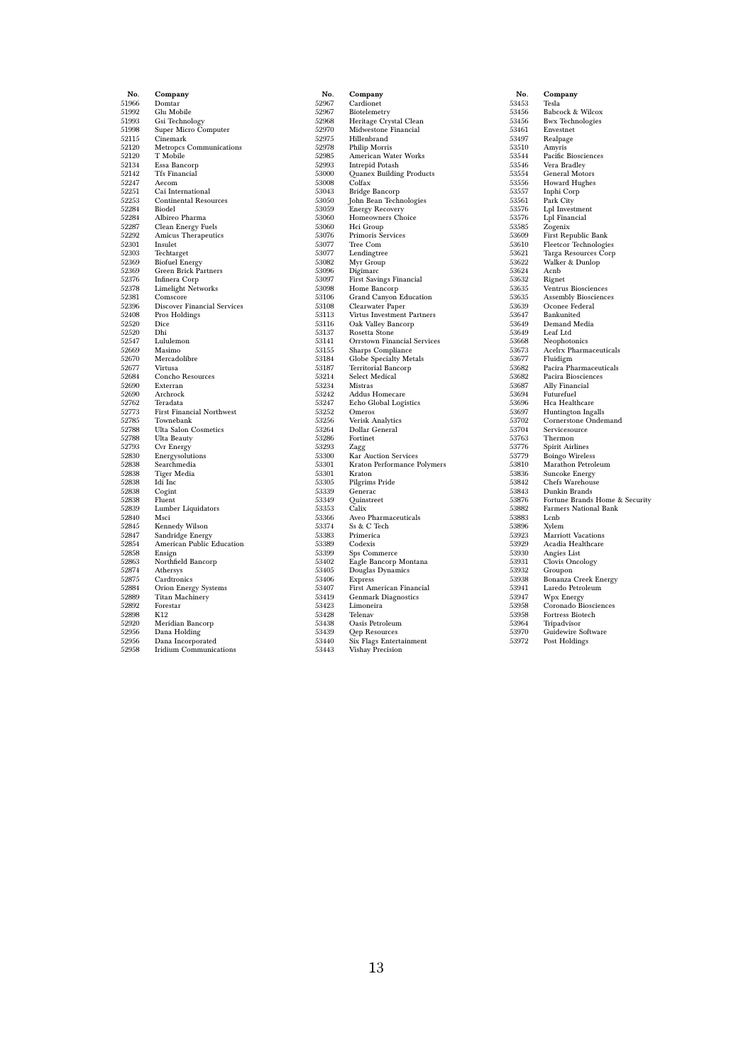| No. | Company |
|---|---|
| 51966 | Domtar |
| 51992 | Glu Mobile |
| 51993 | Gsi Technology |
| 51998 | Super Micro Computer |
| 52115 | Cinemark |
| 52120 | Metropcs Communications |
| 52120 | T Mobile |
| 52134 | Essa Bancorp |
| 52142 | Tfs Financial |
| 52247 | Aecom |
| 52251 | Cai International |
| 52253 | Continental Resources |
| 52284 | Biodel |
| 52284 | Albireo Pharma |
| 52287 | Clean Energy Fuels |
| 52292 | Amicus Therapeutics |
| 52301 | Insulet |
| 52303 | Techtarget |
| 52369 | Biofuel Energy |
| 52369 | Green Brick Partners |
| 52376 | Infinera Corp |
| 52378 | Limelight Networks |
| 52381 | Comscore |
| 52396 | Discover Financial Services |
| 52408 | Pros Holdings |
| 52520 | Dice |
| 52520 | Dhi |
| 52547 | Lululemon |
| 52669 | Masimo |
| 52670 | Mercadolibre |
| 52677 | Virtusa |
| 52684 | Concho Resources |
| 52690 | Exterran |
| 52690 | Archrock |
| 52762 | Teradata |
| 52773 | First Financial Northwest |
| 52785 | Townebank |
| 52788 | Ulta Salon Cosmetics |
| 52788 | Ulta Beauty |
| 52793 | Cvr Energy |
| 52830 | Energysolutions |
| 52838 | Searchmedia |
| 52838 | Tiger Media |
| 52838 | Idi Inc |
| 52838 | Cogint |
| 52838 | Fluent |
| 52839 | Lumber Liquidators |
| 52840 | Msci |
| 52845 | Kennedy Wilson |
| 52847 | Sandridge Energy |
| 52854 | American Public Education |
| 52858 | Ensign |
| 52863 | Northfield Bancorp |
| 52874 | Athersys |
| 52875 | Cardtronics |
| 52884 | Orion Energy Systems |
| 52889 | Titan Machinery |
| 52892 | Forestar |
| 52898 | K12 |
| 52920 | Meridian Bancorp |
| 52956 | Dana Holding |
| 52956 | Dana Incorporated |
| 52958 | Iridium Communications |
| 52967 | Cardionet |
| 52967 | Biotelemetry |
| 52968 | Heritage Crystal Clean |
| 52970 | Midwestone Financial |
| 52975 | Hillenbrand |
| 52978 | Philip Morris |
| 52985 | American Water Works |
| 52993 | Intrepid Potash |
| 53000 | Quanex Building Products |
| 53008 | Colfax |
| 53043 | Bridge Bancorp |
| 53050 | John Bean Technologies |
| 53059 | Energy Recovery |
| 53060 | Homeowners Choice |
| 53060 | Hci Group |
| 53076 | Primoris Services |
| 53077 | Tree Com |
| 53077 | Lendingtree |
| 53082 | Myr Group |
| 53096 | Digimarc |
| 53097 | First Savings Financial |
| 53098 | Home Bancorp |
| 53106 | Grand Canyon Education |
| 53108 | Clearwater Paper |
| 53113 | Virtus Investment Partners |
| 53116 | Oak Valley Bancorp |
| 53137 | Rosetta Stone |
| 53141 | Orrstown Financial Services |
| 53155 | Sharps Compliance |
| 53184 | Globe Specialty Metals |
| 53187 | Territorial Bancorp |
| 53214 | Select Medical |
| 53234 | Mistras |
| 53242 | Addus Homecare |
| 53247 | Echo Global Logistics |
| 53252 | Omeros |
| 53256 | Verisk Analytics |
| 53264 | Dollar General |
| 53286 | Fortinet |
| 53293 | Zagg |
| 53300 | Kar Auction Services |
| 53301 | Kraton Performance Polymers |
| 53301 | Kraton |
| 53305 | Pilgrims Pride |
| 53339 | Generac |
| 53349 | Quinstreet |
| 53353 | Calix |
| 53366 | Aveo Pharmaceuticals |
| 53374 | Ss & C Tech |
| 53383 | Primerica |
| 53389 | Codexis |
| 53399 | Sps Commerce |
| 53402 | Eagle Bancorp Montana |
| 53405 | Douglas Dynamics |
| 53406 | Express |
| 53407 | First American Financial |
| 53419 | Genmark Diagnostics |
| 53423 | Limoneira |
| 53428 | Telenav |
| 53438 | Oasis Petroleum |
| 53439 | Qep Resources |
| 53440 | Six Flags Entertainment |
| 53443 | Vishay Precision |
| 53453 | Tesla |
| 53456 | Babcock & Wilcox |
| 53456 | Bwx Technologies |
| 53461 | Envestnet |
| 53497 | Realpage |
| 53510 | Amyris |
| 53544 | Pacific Biosciences |
| 53546 | Vera Bradley |
| 53554 | General Motors |
| 53556 | Howard Hughes |
| 53557 | Inphi Corp |
| 53561 | Park City |
| 53576 | Lpl Investment |
| 53576 | Lpl Financial |
| 53585 | Zogenix |
| 53609 | First Republic Bank |
| 53610 | Fleetcor Technologies |
| 53621 | Targa Resources Corp |
| 53622 | Walker & Dunlop |
| 53624 | Acnb |
| 53632 | Rignet |
| 53635 | Ventrus Biosciences |
| 53635 | Assembly Biosciences |
| 53639 | Oconee Federal |
| 53647 | Bankunited |
| 53649 | Demand Media |
| 53649 | Leaf Ltd |
| 53668 | Neophotonics |
| 53673 | Acelrx Pharmaceuticals |
| 53677 | Fluidigm |
| 53682 | Pacira Pharmaceuticals |
| 53682 | Pacira Biosciences |
| 53687 | Ally Financial |
| 53694 | Futurefuel |
| 53696 | Hca Healthcare |
| 53697 | Huntington Ingalls |
| 53702 | Cornerstone Ondemand |
| 53704 | Servicesource |
| 53763 | Thermon |
| 53776 | Spirit Airlines |
| 53779 | Boingo Wireless |
| 53810 | Marathon Petroleum |
| 53836 | Suncoke Energy |
| 53842 | Chefs Warehouse |
| 53843 | Dunkin Brands |
| 53876 | Fortune Brands Home & Security |
| 53882 | Farmers National Bank |
| 53883 | Lcnb |
| 53896 | Xylem |
| 53923 | Marriott Vacations |
| 53929 | Acadia Healthcare |
| 53930 | Angies List |
| 53931 | Clovis Oncology |
| 53932 | Groupon |
| 53938 | Bonanza Creek Energy |
| 53941 | Laredo Petroleum |
| 53947 | Wpx Energy |
| 53958 | Coronado Biosciences |
| 53958 | Fortress Biotech |
| 53964 | Tripadvisor |
| 53970 | Guidewire Software |
| 53972 | Post Holdings |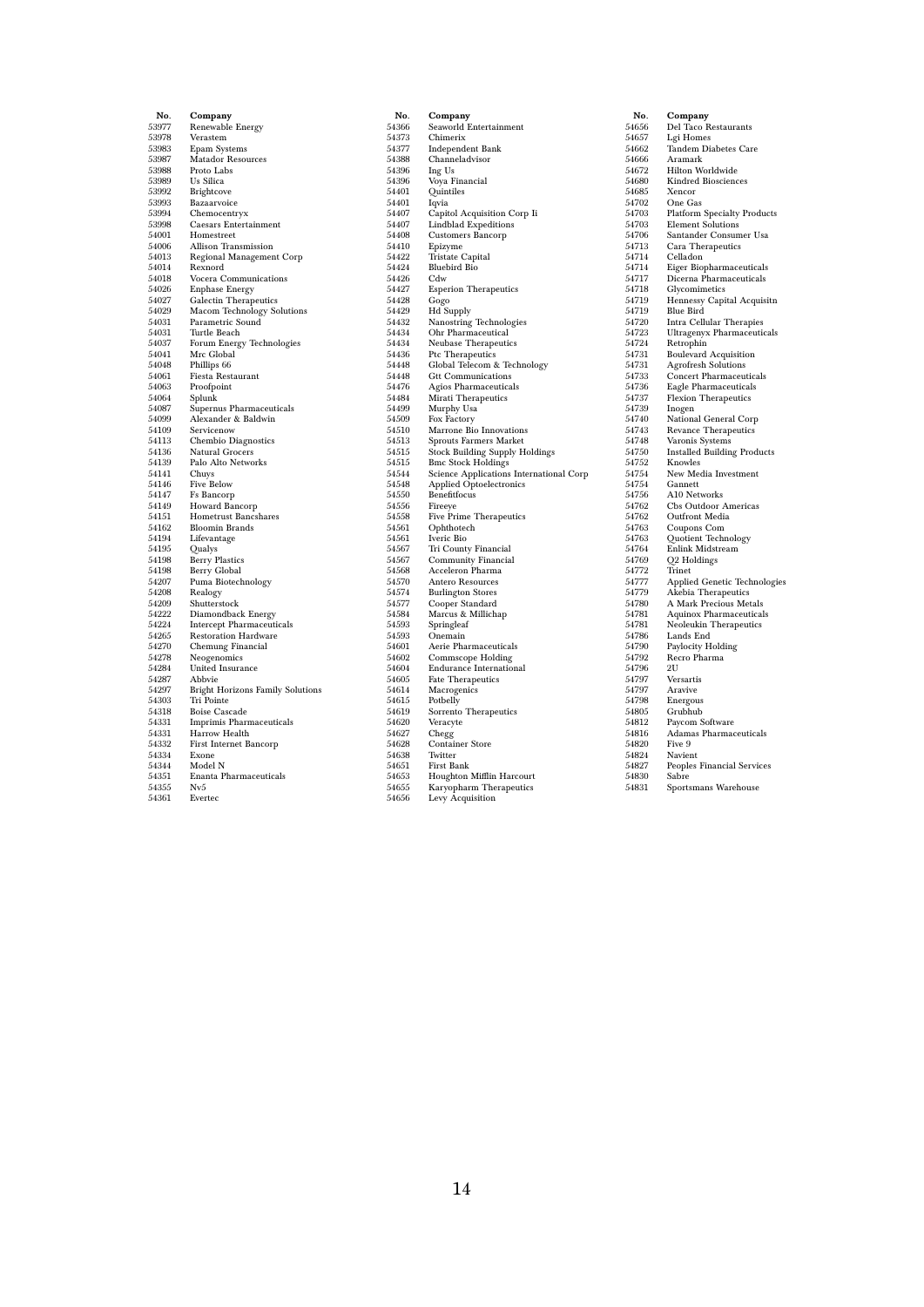| No. | Company |
|---|---|
| 53977 | Renewable Energy |
| 53978 | Verastem |
| 53983 | Epam Systems |
| 53987 | Matador Resources |
| 53988 | Proto Labs |
| 53989 | Us Silica |
| 53992 | Brightcove |
| 53993 | Bazaarvoice |
| 53994 | Chemocentryx |
| 53998 | Caesars Entertainment |
| 54001 | Homestreet |
| 54006 | Allison Transmission |
| 54013 | Regional Management Corp |
| 54014 | Rexnord |
| 54018 | Vocera Communications |
| 54026 | Enphase Energy |
| 54027 | Galectin Therapeutics |
| 54029 | Macom Technology Solutions |
| 54031 | Parametric Sound |
| 54031 | Turtle Beach |
| 54037 | Forum Energy Technologies |
| 54041 | Mrc Global |
| 54048 | Phillips 66 |
| 54061 | Fiesta Restaurant |
| 54063 | Proofpoint |
| 54064 | Splunk |
| 54087 | Supernus Pharmaceuticals |
| 54099 | Alexander & Baldwin |
| 54109 | Servicenow |
| 54113 | Chembio Diagnostics |
| 54136 | Natural Grocers |
| 54139 | Palo Alto Networks |
| 54141 | Chuys |
| 54146 | Five Below |
| 54147 | Fs Bancorp |
| 54149 | Howard Bancorp |
| 54151 | Hometrust Bancshares |
| 54162 | Bloomin Brands |
| 54194 | Lifevantage |
| 54195 | Qualys |
| 54198 | Berry Plastics |
| 54198 | Berry Global |
| 54207 | Puma Biotechnology |
| 54208 | Realogy |
| 54209 | Shutterstock |
| 54222 | Diamondback Energy |
| 54224 | Intercept Pharmaceuticals |
| 54265 | Restoration Hardware |
| 54270 | Chemung Financial |
| 54278 | Neogenomics |
| 54284 | United Insurance |
| 54287 | Abbvie |
| 54297 | Bright Horizons Family Solutions |
| 54303 | Tri Pointe |
| 54318 | Boise Cascade |
| 54331 | Imprimis Pharmaceuticals |
| 54331 | Harrow Health |
| 54332 | First Internet Bancorp |
| 54334 | Exone |
| 54344 | Model N |
| 54351 | Enanta Pharmaceuticals |
| 54355 | Nv5 |
| 54361 | Evertec |
| 54366 | Seaworld Entertainment |
| 54373 | Chimerix |
| 54377 | Independent Bank |
| 54388 | Channeladvisor |
| 54396 | Ing Us |
| 54396 | Voya Financial |
| 54401 | Quintiles |
| 54401 | Iqvia |
| 54407 | Capitol Acquisition Corp Ii |
| 54407 | Lindblad Expeditions |
| 54408 | Customers Bancorp |
| 54410 | Epizyme |
| 54422 | Tristate Capital |
| 54424 | Bluebird Bio |
| 54426 | Cdw |
| 54427 | Esperion Therapeutics |
| 54428 | Gogo |
| 54429 | Hd Supply |
| 54432 | Nanostring Technologies |
| 54434 | Ohr Pharmaceutical |
| 54434 | Neubase Therapeutics |
| 54436 | Ptc Therapeutics |
| 54448 | Global Telecom & Technology |
| 54448 | Gtt Communications |
| 54476 | Agios Pharmaceuticals |
| 54484 | Mirati Therapeutics |
| 54499 | Murphy Usa |
| 54509 | Fox Factory |
| 54510 | Marrone Bio Innovations |
| 54513 | Sprouts Farmers Market |
| 54515 | Stock Building Supply Holdings |
| 54515 | Bmc Stock Holdings |
| 54544 | Science Applications International Corp |
| 54548 | Applied Optoelectronics |
| 54550 | Benefitfocus |
| 54556 | Fireeye |
| 54558 | Five Prime Therapeutics |
| 54561 | Ophthotech |
| 54561 | Iveric Bio |
| 54567 | Tri County Financial |
| 54567 | Community Financial |
| 54568 | Acceleron Pharma |
| 54570 | Antero Resources |
| 54574 | Burlington Stores |
| 54577 | Cooper Standard |
| 54584 | Marcus & Millichap |
| 54593 | Springleaf |
| 54593 | Onemain |
| 54601 | Aerie Pharmaceuticals |
| 54602 | Commscope Holding |
| 54604 | Endurance International |
| 54605 | Fate Therapeutics |
| 54614 | Macrogenics |
| 54615 | Potbelly |
| 54619 | Sorrento Therapeutics |
| 54620 | Veracyte |
| 54627 | Chegg |
| 54628 | Container Store |
| 54638 | Twitter |
| 54651 | First Bank |
| 54653 | Houghton Mifflin Harcourt |
| 54655 | Karyopharm Therapeutics |
| 54656 | Levy Acquisition |
| 54656 | Del Taco Restaurants |
| 54657 | Lgi Homes |
| 54662 | Tandem Diabetes Care |
| 54666 | Aramark |
| 54672 | Hilton Worldwide |
| 54680 | Kindred Biosciences |
| 54685 | Xencor |
| 54702 | One Gas |
| 54703 | Platform Specialty Products |
| 54703 | Element Solutions |
| 54706 | Santander Consumer Usa |
| 54713 | Cara Therapeutics |
| 54714 | Celladon |
| 54714 | Eiger Biopharmaceuticals |
| 54717 | Dicerna Pharmaceuticals |
| 54718 | Glycomimetics |
| 54719 | Hennessy Capital Acquisitn |
| 54719 | Blue Bird |
| 54720 | Intra Cellular Therapies |
| 54723 | Ultragenyx Pharmaceuticals |
| 54724 | Retrophin |
| 54731 | Boulevard Acquisition |
| 54731 | Agrofresh Solutions |
| 54733 | Concert Pharmaceuticals |
| 54736 | Eagle Pharmaceuticals |
| 54737 | Flexion Therapeutics |
| 54739 | Inogen |
| 54740 | National General Corp |
| 54743 | Revance Therapeutics |
| 54748 | Varonis Systems |
| 54750 | Installed Building Products |
| 54752 | Knowles |
| 54754 | New Media Investment |
| 54754 | Gannett |
| 54756 | A10 Networks |
| 54762 | Cbs Outdoor Americas |
| 54762 | Outfront Media |
| 54763 | Coupons Com |
| 54763 | Quotient Technology |
| 54764 | Enlink Midstream |
| 54769 | Q2 Holdings |
| 54772 | Trinet |
| 54777 | Applied Genetic Technologies |
| 54779 | Akebia Therapeutics |
| 54780 | A Mark Precious Metals |
| 54781 | Aquinox Pharmaceuticals |
| 54781 | Neoleukin Therapeutics |
| 54786 | Lands End |
| 54790 | Paylocity Holding |
| 54792 | Recro Pharma |
| 54796 | 2U |
| 54797 | Versartis |
| 54797 | Aravive |
| 54798 | Energous |
| 54805 | Grubhub |
| 54812 | Paycom Software |
| 54816 | Adamas Pharmaceuticals |
| 54820 | Five 9 |
| 54824 | Navient |
| 54827 | Peoples Financial Services |
| 54830 | Sabre |
| 54831 | Sportsmans Warehouse |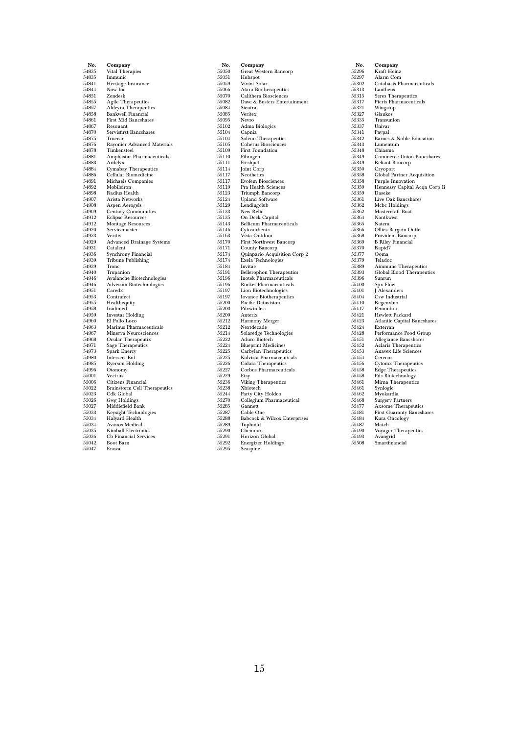| No. | Company |
|---|---|
| 54835 | Vital Therapies |
| 54835 | Immunic |
| 54841 | Heritage Insurance |
| 54844 | Now Inc |
| 54851 | Zendesk |
| 54855 | Agile Therapeutics |
| 54857 | Aldeyra Therapeutics |
| 54858 | Bankwell Financial |
| 54861 | First Mid Bancshares |
| 54867 | Resonant |
| 54870 | Servisfirst Bancshares |
| 54875 | Truecar |
| 54876 | Rayonier Advanced Materials |
| 54878 | Timkensteel |
| 54881 | Amphastar Pharmaceuticals |
| 54883 | Ardelyx |
| 54884 | Cymabay Therapeutics |
| 54886 | Cellular Biomedicine |
| 54891 | Michaels Companies |
| 54892 | Mobileiron |
| 54898 | Radius Health |
| 54907 | Arista Networks |
| 54908 | Aspen Aerogels |
| 54909 | Century Communities |
| 54912 | Eclipse Resources |
| 54912 | Montage Resources |
| 54920 | Servicemaster |
| 54923 | Veritiv |
| 54929 | Advanced Drainage Systems |
| 54931 | Catalent |
| 54936 | Synchrony Financial |
| 54939 | Tribune Publishing |
| 54939 | Tronc |
| 54940 | Trupanion |
| 54946 | Avalanche Biotechnologies |
| 54946 | Adverum Biotechnologies |
| 54951 | Caredx |
| 54953 | Contrafect |
| 54955 | Healthequity |
| 54958 | Iradimed |
| 54959 | Investar Holding |
| 54960 | El Pollo Loco |
| 54963 | Marinus Pharmaceuticals |
| 54967 | Minerva Neurosciences |
| 54968 | Ocular Therapeutix |
| 54971 | Sage Therapeutics |
| 54973 | Spark Enercy |
| 54980 | Intersect Ent |
| 54985 | Ryerson Holding |
| 54996 | Otonomy |
| 55001 | Vectrus |
| 55006 | Citizens Financial |
| 55022 | Brainstorm Cell Therapeutics |
| 55023 | Cdk Global |
| 55026 | Gwg Holdings |
| 55027 | Middlefield Bank |
| 55033 | Keysight Technologies |
| 55034 | Halyard Health |
| 55034 | Avanos Medical |
| 55035 | Kimball Electronics |
| 55036 | Cb Financial Services |
| 55042 | Boot Barn |
| 55047 | Enova |
| 55050 | Great Western Bancorp |
| 55051 | Hubspot |
| 55059 | Vivint Solar |
| 55066 | Atara Biotherapeutics |
| 55070 | Calithera Biosciences |
| 55082 | Dave & Busters Entertainment |
| 55084 | Sientra |
| 55085 | Veritex |
| 55095 | Nevro |
| 55102 | Adma Biologics |
| 55104 | Capnia |
| 55104 | Soleno Therapeutics |
| 55105 | Coherus Biosciences |
| 55109 | First Foundation |
| 55110 | Fibrogen |
| 55111 | Freshpet |
| 55114 | Joint Corp |
| 55117 | Neothetics |
| 55117 | Evofem Biosciences |
| 55119 | Pra Health Sciences |
| 55123 | Triumph Bancorp |
| 55124 | Upland Software |
| 55129 | Lendingclub |
| 55133 | New Relic |
| 55135 | On Deck Capital |
| 55143 | Bellicum Pharmaceuticals |
| 55146 | Cytosorbents |
| 55163 | Vista Outdoor |
| 55170 | First Northwest Bancorp |
| 55171 | County Bancorp |
| 55174 | Quinpario Acquisition Corp 2 |
| 55174 | Exela Technologies |
| 55184 | Invitae |
| 55191 | Bellerophon Therapeutics |
| 55196 | Inotek Pharmaceuticals |
| 55196 | Rocket Pharmaceuticals |
| 55197 | Lion Biotechnologies |
| 55197 | Iovance Biotherapeutics |
| 55200 | Pacific Datavision |
| 55200 | Pdvwireless |
| 55200 | Anterix |
| 55212 | Harmony Merger |
| 55212 | Nextdecade |
| 55214 | Solaredge Technologies |
| 55222 | Aduro Biotech |
| 55224 | Blueprint Medicines |
| 55225 | Carbylan Therapeutics |
| 55225 | Kalvista Pharmaceuticals |
| 55226 | Cidara Therapeutics |
| 55227 | Corbus Pharmaceuticals |
| 55229 | Etsy |
| 55236 | Viking Therapeutics |
| 55238 | Xbiotech |
| 55244 | Party City Holdco |
| 55270 | Collegium Pharmaceutical |
| 55285 | Gannett |
| 55287 | Cable One |
| 55288 | Babcock & Wilcox Enterprises |
| 55289 | Topbuild |
| 55290 | Chemours |
| 55291 | Horizon Global |
| 55292 | Energizer Holdings |
| 55295 | Seaspine |
| 55296 | Kraft Heinz |
| 55297 | Alarm Com |
| 55302 | Catabasis Pharmaceuticals |
| 55313 | Lantheus |
| 55315 | Seres Therapeutics |
| 55317 | Pieris Pharmaceuticals |
| 55321 | Wingstop |
| 55327 | Glaukos |
| 55335 | Transunion |
| 55337 | Univar |
| 55341 | Paypal |
| 55342 | Barnes & Noble Education |
| 55343 | Lumentum |
| 55348 | Chiasma |
| 55349 | Commerce Union Bancshares |
| 55349 | Reliant Bancorp |
| 55350 | Cryoport |
| 55358 | Global Partner Acquisition |
| 55358 | Purple Innovation |
| 55359 | Hennessy Capital Acqn Corp Ii |
| 55359 | Daseke |
| 55361 | Live Oak Bancshares |
| 55362 | Mcbc Holdings |
| 55362 | Mastercraft Boat |
| 55364 | Nantkwest |
| 55365 | Natera |
| 55366 | Ollies Bargain Outlet |
| 55368 | Provident Bancorp |
| 55369 | B Riley Financial |
| 55370 | Rapid7 |
| 55377 | Ooma |
| 55379 | Teladoc |
| 55389 | Aimmune Therapeutics |
| 55393 | Global Blood Therapeutics |
| 55396 | Sunrun |
| 55400 | Spx Flow |
| 55401 | J Alexanders |
| 55404 | Csw Industrial |
| 55410 | Regenxbio |
| 55417 | Penumbra |
| 55421 | Hewlett Packard |
| 55423 | Atlantic Capital Bancshares |
| 55424 | Exterran |
| 55428 | Performance Food Group |
| 55451 | Allegiance Bancshares |
| 55452 | Aclaris Therapeutics |
| 55453 | Anavex Life Sciences |
| 55454 | Cerecor |
| 55456 | Cytomx Therapeutics |
| 55458 | Edge Therapeutics |
| 55458 | Pds Biotechnology |
| 55461 | Mirna Therapeutics |
| 55461 | Synlogic |
| 55462 | Myokardia |
| 55468 | Surgery Partners |
| 55477 | Axsome Therapeutics |
| 55481 | First Guaranty Bancshares |
| 55484 | Kura Oncology |
| 55487 | Match |
| 55490 | Voyager Therapeutics |
| 55493 | Avangrid |
| 55508 | Smartfinancial |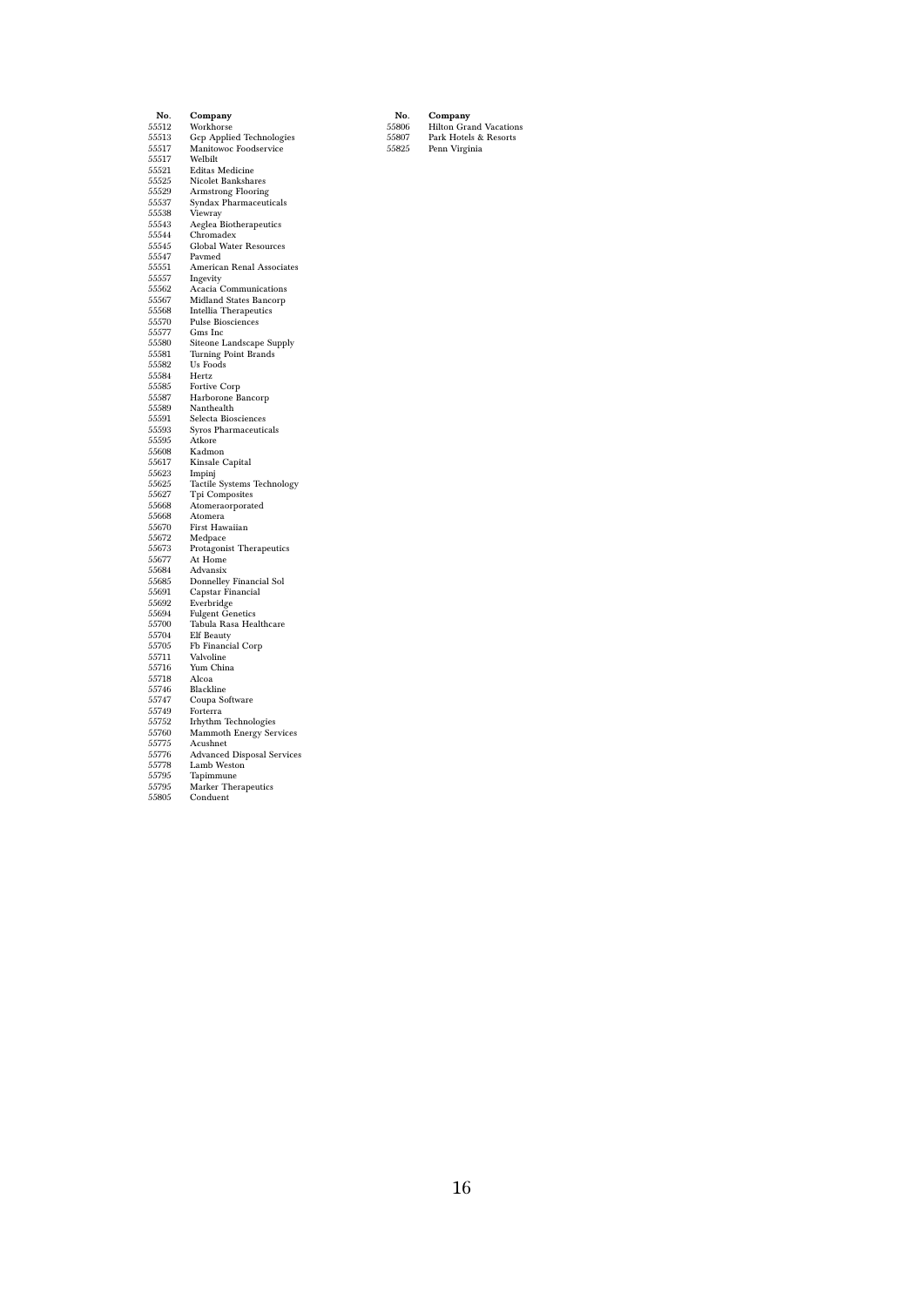| No. | Company |
|---|---|
| 55512 | Workhorse |
| 55513 | Gcp Applied Technologies |
| 55517 | Manitowoc Foodservice |
| 55517 | Welbilt |
| 55521 | Editas Medicine |
| 55525 | Nicolet Bankshares |
| 55529 | Armstrong Flooring |
| 55537 | Syndax Pharmaceuticals |
| 55538 | Viewray |
| 55543 | Aeglea Biotherapeutics |
| 55544 | Chromadex |
| 55545 | Global Water Resources |
| 55547 | Pavmed |
| 55551 | American Renal Associates |
| 55557 | Ingevity |
| 55562 | Acacia Communications |
| 55567 | Midland States Bancorp |
| 55568 | Intellia Therapeutics |
| 55570 | Pulse Biosciences |
| 55577 | Gms Inc |
| 55580 | Siteone Landscape Supply |
| 55581 | Turning Point Brands |
| 55582 | Us Foods |
| 55584 | Hertz |
| 55585 | Fortive Corp |
| 55587 | Harborone Bancorp |
| 55589 | Nanthealth |
| 55591 | Selecta Biosciences |
| 55593 | Syros Pharmaceuticals |
| 55595 | Atkore |
| 55608 | Kadmon |
| 55617 | Kinsale Capital |
| 55623 | Impinj |
| 55625 | Tactile Systems Technology |
| 55627 | Tpi Composites |
| 55668 | Atomeraorporated |
| 55668 | Atomera |
| 55670 | First Hawaiian |
| 55672 | Medpace |
| 55673 | Protagonist Therapeutics |
| 55677 | At Home |
| 55684 | Advansix |
| 55685 | Donnelley Financial Sol |
| 55691 | Capstar Financial |
| 55692 | Everbridge |
| 55694 | Fulgent Genetics |
| 55700 | Tabula Rasa Healthcare |
| 55704 | Elf Beauty |
| 55705 | Fb Financial Corp |
| 55711 | Valvoline |
| 55716 | Yum China |
| 55718 | Alcoa |
| 55746 | Blackline |
| 55747 | Coupa Software |
| 55749 | Forterra |
| 55752 | Irhythm Technologies |
| 55760 | Mammoth Energy Services |
| 55775 | Acushnet |
| 55776 | Advanced Disposal Services |
| 55778 | Lamb Weston |
| 55795 | Tapimmune |
| 55795 | Marker Therapeutics |
| 55805 | Conduent |
| 55806 | Hilton Grand Vacations |
| 55807 | Park Hotels & Resorts |
| 55825 | Penn Virginia |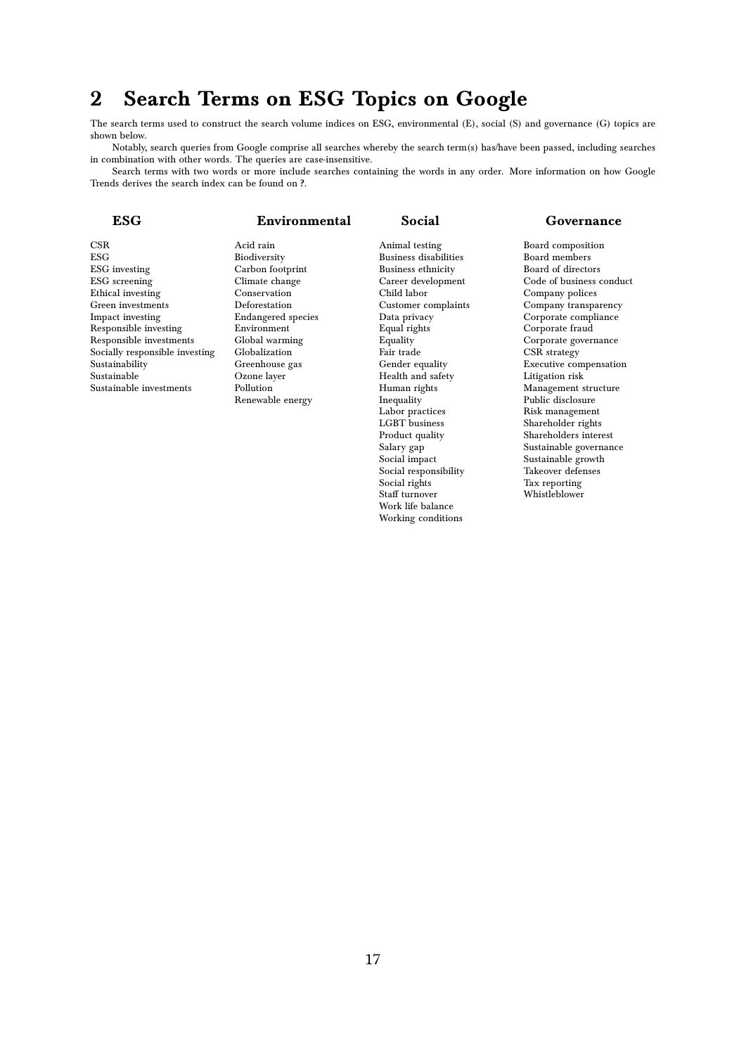## 2 Search Terms on ESG Topics on Google

The search terms used to construct the search volume indices on ESG, environmental (E), social (S) and governance (G) topics are shown below.

Notably, search queries from Google comprise all searches whereby the search term(s) has/have been passed, including searches in combination with other words. The queries are case-insensitive.

Search terms with two words or more include searches containing the words in any order. More information on how Google Trends derives the search index can be found on ?.

| ESG | Environmental | Social | Governance |
|---|---|---|---|
| CSR | Acid rain | Animal testing | Board composition |
| ESG | Biodiversity | Business disabilities | Board members |
| ESG investing | Carbon footprint | Business ethnicity | Board of directors |
| ESG screening | Climate change | Career development | Code of business conduct |
| Ethical investing | Conservation | Child labor | Company polices |
| Green investments | Deforestation | Customer complaints | Company transparency |
| Impact investing | Endangered species | Data privacy | Corporate compliance |
| Responsible investing | Environment | Equal rights | Corporate fraud |
| Responsible investments | Global warming | Equality | Corporate governance |
| Socially responsible investing | Globalization | Fair trade | CSR strategy |
| Sustainability | Greenhouse gas | Gender equality | Executive compensation |
| Sustainable | Ozone layer | Health and safety | Litigation risk |
| Sustainable investments | Pollution | Human rights | Management structure |
| | Renewable energy | Inequality | Public disclosure |
| | | Labor practices | Risk management |
| | | LGBT business | Shareholder rights |
| | | Product quality | Shareholders interest |
| | | Salary gap | Sustainable governance |
| | | Social impact | Sustainable growth |
| | | Social responsibility | Takeover defenses |
| | | Social rights | Tax reporting |
| | | Staff turnover | Whistleblower |
| | | Work life balance | |
| | | Working conditions | |